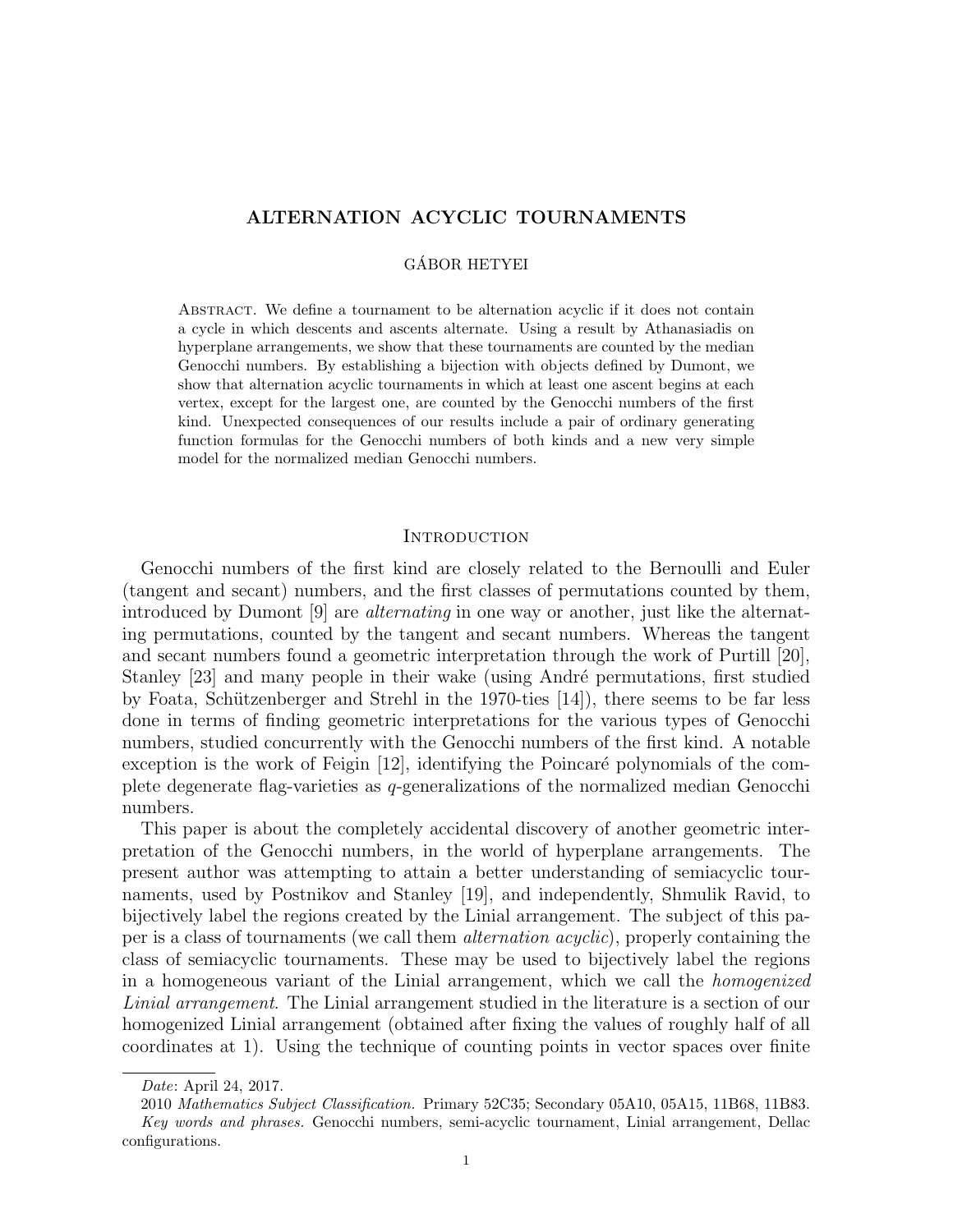# ALTERNATION ACYCLIC TOURNAMENTS

GÁBOR HETYEI

Abstract. We define a tournament to be alternation acyclic if it does not contain a cycle in which descents and ascents alternate. Using a result by Athanasiadis on hyperplane arrangements, we show that these tournaments are counted by the median Genocchi numbers. By establishing a bijection with objects defined by Dumont, we show that alternation acyclic tournaments in which at least one ascent begins at each vertex, except for the largest one, are counted by the Genocchi numbers of the first kind. Unexpected consequences of our results include a pair of ordinary generating function formulas for the Genocchi numbers of both kinds and a new very simple model for the normalized median Genocchi numbers.

## Introduction

Genocchi numbers of the first kind are closely related to the Bernoulli and Euler (tangent and secant) numbers, and the first classes of permutations counted by them, introduced by Dumont [9] are *alternating* in one way or another, just like the alternating permutations, counted by the tangent and secant numbers. Whereas the tangent and secant numbers found a geometric interpretation through the work of Purtill [20], Stanley [23] and many people in their wake (using André permutations, first studied by Foata, Schützenberger and Strehl in the 1970-ties [14]), there seems to be far less done in terms of finding geometric interpretations for the various types of Genocchi numbers, studied concurrently with the Genocchi numbers of the first kind. A notable exception is the work of Feigin [12], identifying the Poincaré polynomials of the complete degenerate flag-varieties as $q$-generalizations of the normalized median Genocchi numbers.

This paper is about the completely accidental discovery of another geometric interpretation of the Genocchi numbers, in the world of hyperplane arrangements. The present author was attempting to attain a better understanding of semiacyclic tournaments, used by Postnikov and Stanley [19], and independently, Shmulik Ravid, to bijectively label the regions created by the Linial arrangement. The subject of this paper is a class of tournaments (we call them *alternation acyclic*), properly containing the class of semiacyclic tournaments. These may be used to bijectively label the regions in a homogeneous variant of the Linial arrangement, which we call the *homogenized Linial arrangement*. The Linial arrangement studied in the literature is a section of our homogenized Linial arrangement (obtained after fixing the values of roughly half of all coordinates at 1). Using the technique of counting points in vector spaces over finite

---

*Date*: April 24, 2017.

2010 *Mathematics Subject Classification.* Primary 52C35; Secondary 05A10, 05A15, 11B68, 11B83.

*Key words and phrases.* Genocchi numbers, semi-acyclic tournament, Linial arrangement, Dellac configurations.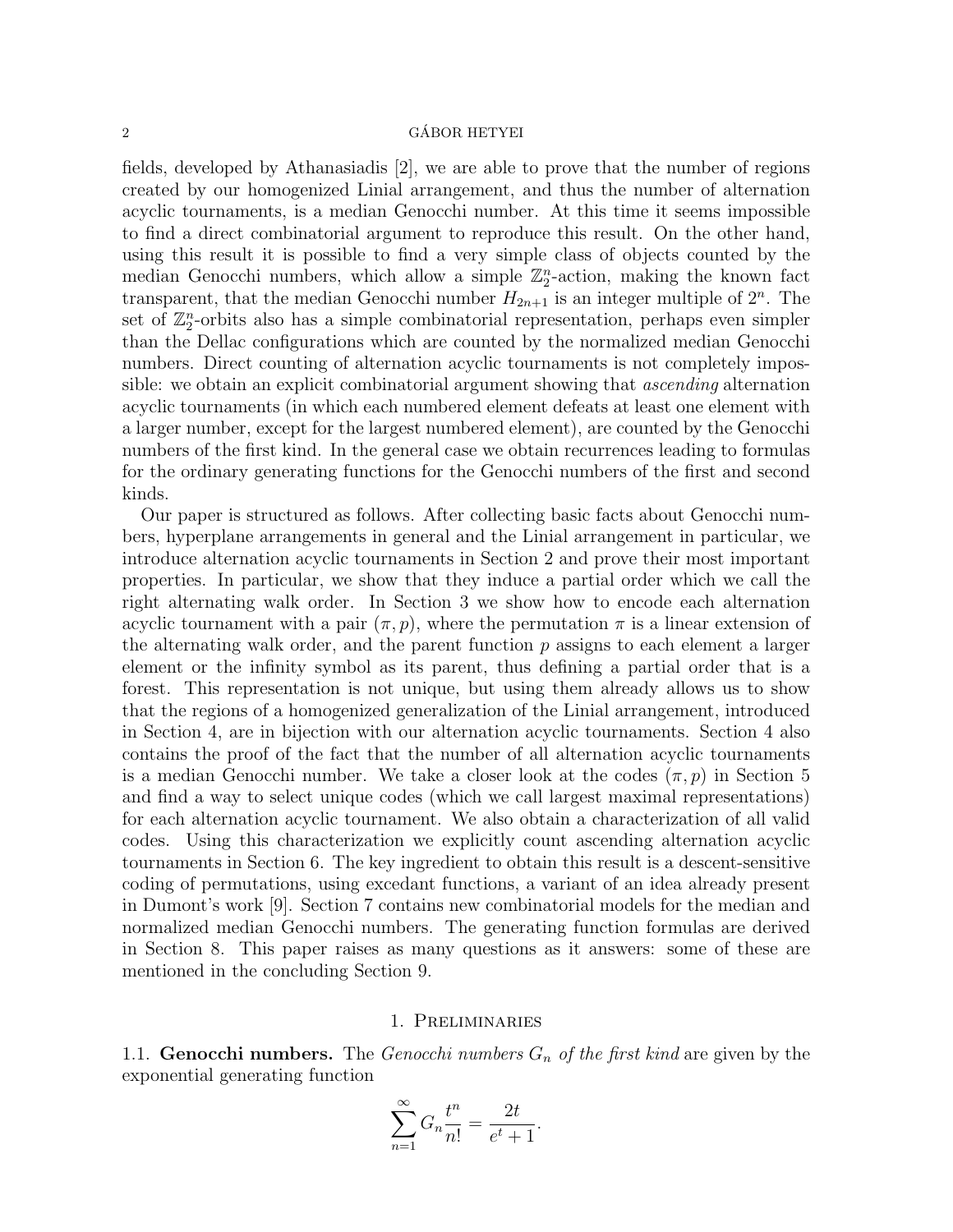fields, developed by Athanasiadis [2], we are able to prove that the number of regions created by our homogenized Linial arrangement, and thus the number of alternation acyclic tournaments, is a median Genocchi number. At this time it seems impossible to find a direct combinatorial argument to reproduce this result. On the other hand, using this result it is possible to find a very simple class of objects counted by the median Genocchi numbers, which allow a simple $\mathbb{Z}_2^n$-action, making the known fact transparent, that the median Genocchi number $H_{2n+1}$ is an integer multiple of $2^n$. The set of $\mathbb{Z}_2^n$-orbits also has a simple combinatorial representation, perhaps even simpler than the Dellac configurations which are counted by the normalized median Genocchi numbers. Direct counting of alternation acyclic tournaments is not completely impossible: we obtain an explicit combinatorial argument showing that *ascending* alternation acyclic tournaments (in which each numbered element defeats at least one element with a larger number, except for the largest numbered element), are counted by the Genocchi numbers of the first kind. In the general case we obtain recurrences leading to formulas for the ordinary generating functions for the Genocchi numbers of the first and second kinds.

Our paper is structured as follows. After collecting basic facts about Genocchi numbers, hyperplane arrangements in general and the Linial arrangement in particular, we introduce alternation acyclic tournaments in Section 2 and prove their most important properties. In particular, we show that they induce a partial order which we call the right alternating walk order. In Section 3 we show how to encode each alternation acyclic tournament with a pair $(\pi, p)$, where the permutation $\pi$ is a linear extension of the alternating walk order, and the parent function $p$ assigns to each element a larger element or the infinity symbol as its parent, thus defining a partial order that is a forest. This representation is not unique, but using them already allows us to show that the regions of a homogenized generalization of the Linial arrangement, introduced in Section 4, are in bijection with our alternation acyclic tournaments. Section 4 also contains the proof of the fact that the number of all alternation acyclic tournaments is a median Genocchi number. We take a closer look at the codes $(\pi, p)$ in Section 5 and find a way to select unique codes (which we call largest maximal representations) for each alternation acyclic tournament. We also obtain a characterization of all valid codes. Using this characterization we explicitly count ascending alternation acyclic tournaments in Section 6. The key ingredient to obtain this result is a descent-sensitive coding of permutations, using excedant functions, a variant of an idea already present in Dumont's work [9]. Section 7 contains new combinatorial models for the median and normalized median Genocchi numbers. The generating function formulas are derived in Section 8. This paper raises as many questions as it answers: some of these are mentioned in the concluding Section 9.

## 1. Preliminaries

**1.1. Genocchi numbers.** The *Genocchi numbers $G_n$ of the first kind* are given by the exponential generating function

$$\sum_{n=1}^{\infty} G_n \frac{t^n}{n!} = \frac{2t}{e^t + 1}.$$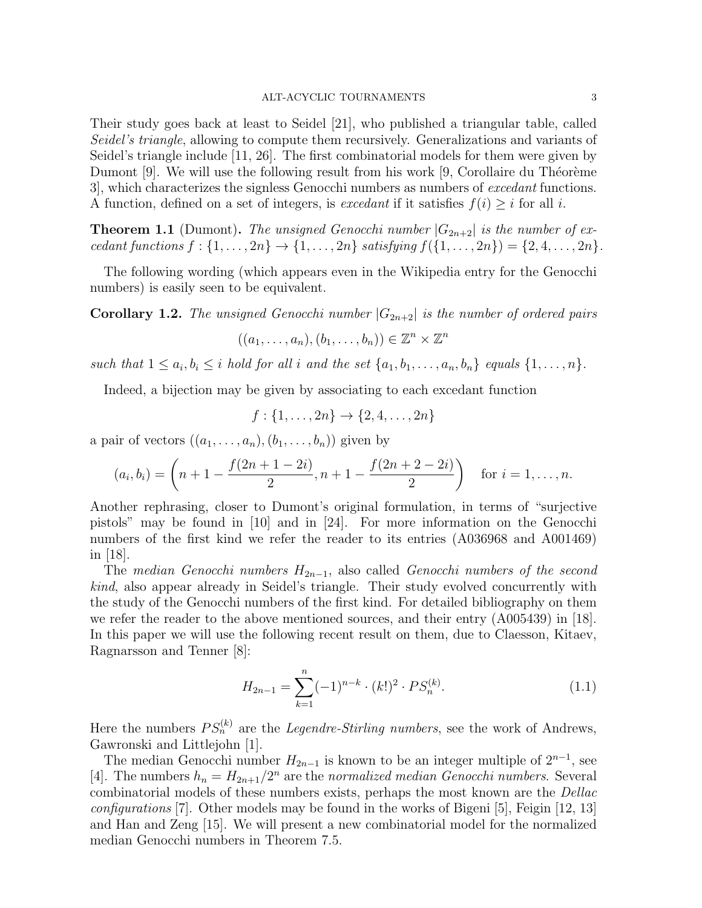Their study goes back at least to Seidel [21], who published a triangular table, called *Seidel's triangle*, allowing to compute them recursively. Generalizations and variants of Seidel's triangle include [11, 26]. The first combinatorial models for them were given by Dumont [9]. We will use the following result from his work [9, Corollaire du Théorème 3], which characterizes the signless Genocchi numbers as numbers of *excedant* functions. A function, defined on a set of integers, is *excedant* if it satisfies $f(i) \geq i$ for all $i$.

**Theorem 1.1** (Dumont)**.** *The unsigned Genocchi number $|G_{2n+2}|$ is the number of excedant functions $f : \{1, \ldots, 2n\} \to \{1, \ldots, 2n\}$ satisfying $f(\{1, \ldots, 2n\}) = \{2, 4, \ldots, 2n\}$.*

The following wording (which appears even in the Wikipedia entry for the Genocchi numbers) is easily seen to be equivalent.

**Corollary 1.2.** *The unsigned Genocchi number $|G_{2n+2}|$ is the number of ordered pairs*

$$((a_1, \ldots, a_n), (b_1, \ldots, b_n)) \in \mathbb{Z}^n \times \mathbb{Z}^n$$

*such that $1 \leq a_i, b_i \leq i$ hold for all $i$ and the set $\{a_1, b_1, \ldots, a_n, b_n\}$ equals $\{1, \ldots, n\}$.*

Indeed, a bijection may be given by associating to each excedant function

$$f : \{1, \ldots, 2n\} \to \{2, 4, \ldots, 2n\}$$

a pair of vectors $((a_1, \ldots, a_n), (b_1, \ldots, b_n))$ given by

$$(a_i, b_i) = \left(n + 1 - \frac{f(2n+1-2i)}{2}, n + 1 - \frac{f(2n+2-2i)}{2}\right) \quad \text{for } i = 1, \ldots, n.$$

Another rephrasing, closer to Dumont's original formulation, in terms of "surjective pistols" may be found in [10] and in [24]. For more information on the Genocchi numbers of the first kind we refer the reader to its entries (A036968 and A001469) in [18].

The *median Genocchi numbers* $H_{2n-1}$, also called *Genocchi numbers of the second kind*, also appear already in Seidel's triangle. Their study evolved concurrently with the study of the Genocchi numbers of the first kind. For detailed bibliography on them we refer the reader to the above mentioned sources, and their entry (A005439) in [18]. In this paper we will use the following recent result on them, due to Claesson, Kitaev, Ragnarsson and Tenner [8]:

$$H_{2n-1} = \sum_{k=1}^{n} (-1)^{n-k} \cdot (k!)^2 \cdot PS_n^{(k)}. \tag{1.1}$$

Here the numbers $PS_n^{(k)}$ are the *Legendre-Stirling numbers*, see the work of Andrews, Gawronski and Littlejohn [1].

The median Genocchi number $H_{2n-1}$ is known to be an integer multiple of $2^{n-1}$, see [4]. The numbers $h_n = H_{2n+1}/2^n$ are the *normalized median Genocchi numbers*. Several combinatorial models of these numbers exists, perhaps the most known are the *Dellac configurations* [7]. Other models may be found in the works of Bigeni [5], Feigin [12, 13] and Han and Zeng [15]. We will present a new combinatorial model for the normalized median Genocchi numbers in Theorem 7.5.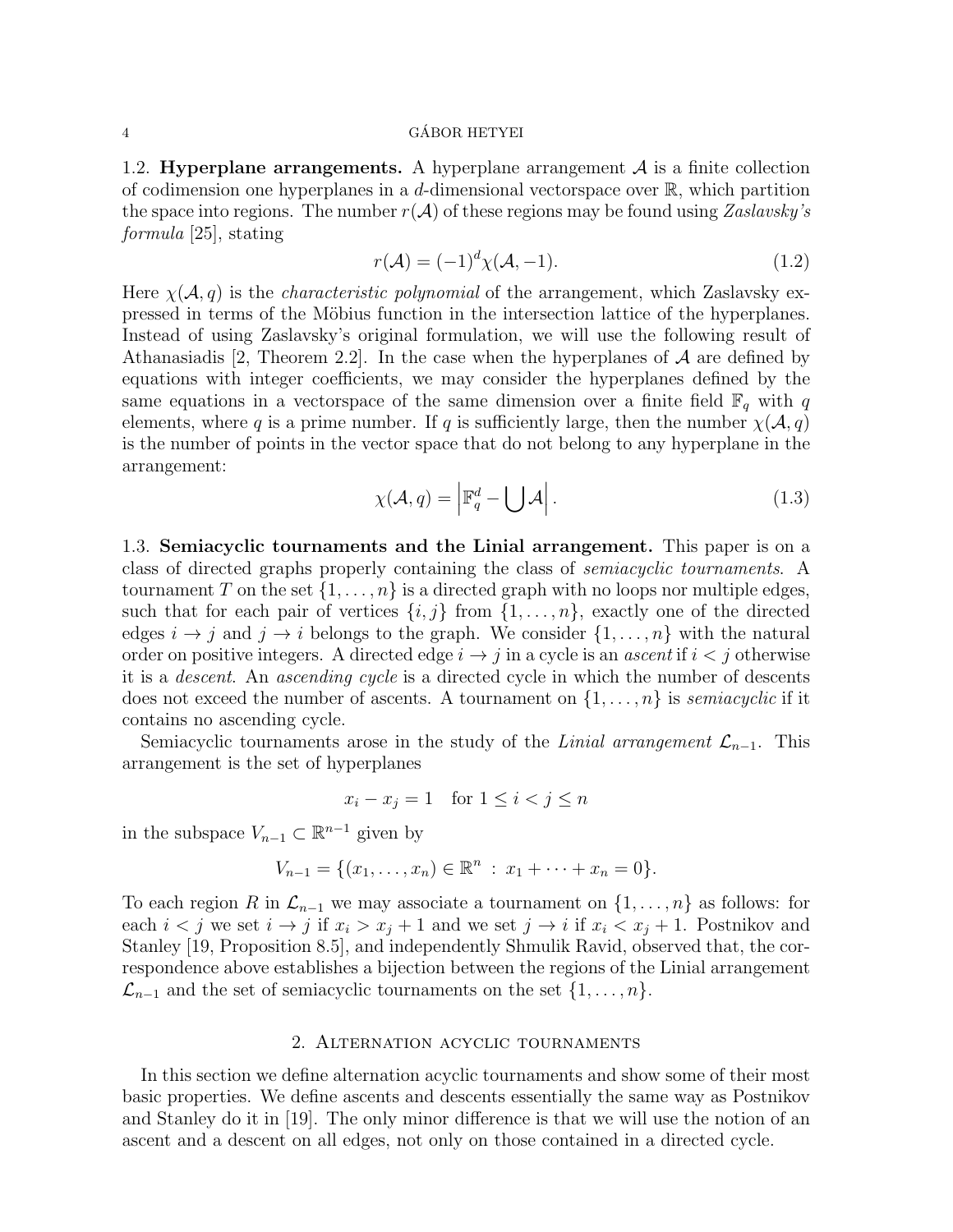1.2. **Hyperplane arrangements.** A hyperplane arrangement $\mathcal{A}$ is a finite collection of codimension one hyperplanes in a $d$-dimensional vectorspace over $\mathbb{R}$, which partition the space into regions. The number $r(\mathcal{A})$ of these regions may be found using *Zaslavsky's formula* [25], stating

$$r(\mathcal{A}) = (-1)^d \chi(\mathcal{A}, -1). \tag{1.2}$$

Here $\chi(\mathcal{A}, q)$ is the *characteristic polynomial* of the arrangement, which Zaslavsky expressed in terms of the Möbius function in the intersection lattice of the hyperplanes. Instead of using Zaslavsky's original formulation, we will use the following result of Athanasiadis [2, Theorem 2.2]. In the case when the hyperplanes of $\mathcal{A}$ are defined by equations with integer coefficients, we may consider the hyperplanes defined by the same equations in a vectorspace of the same dimension over a finite field $\mathbb{F}_q$ with $q$ elements, where $q$ is a prime number. If $q$ is sufficiently large, then the number $\chi(\mathcal{A}, q)$ is the number of points in the vector space that do not belong to any hyperplane in the arrangement:

$$\chi(\mathcal{A}, q) = \left| \mathbb{F}_q^d - \bigcup \mathcal{A} \right|. \tag{1.3}$$

1.3. **Semiacyclic tournaments and the Linial arrangement.** This paper is on a class of directed graphs properly containing the class of *semiacyclic tournaments*. A tournament $T$ on the set $\{1, \ldots, n\}$ is a directed graph with no loops nor multiple edges, such that for each pair of vertices $\{i, j\}$ from $\{1, \ldots, n\}$, exactly one of the directed edges $i \to j$ and $j \to i$ belongs to the graph. We consider $\{1, \ldots, n\}$ with the natural order on positive integers. A directed edge $i \to j$ in a cycle is an *ascent* if $i < j$ otherwise it is a *descent*. An *ascending cycle* is a directed cycle in which the number of descents does not exceed the number of ascents. A tournament on $\{1, \ldots, n\}$ is *semiacyclic* if it contains no ascending cycle.

Semiacyclic tournaments arose in the study of the *Linial arrangement* $\mathcal{L}_{n-1}$. This arrangement is the set of hyperplanes

$$x_i - x_j = 1 \quad \text{for } 1 \leq i < j \leq n$$

in the subspace $V_{n-1} \subset \mathbb{R}^{n-1}$ given by

$$V_{n-1} = \{(x_1, \ldots, x_n) \in \mathbb{R}^n \,:\, x_1 + \cdots + x_n = 0\}.$$

To each region $R$ in $\mathcal{L}_{n-1}$ we may associate a tournament on $\{1, \ldots, n\}$ as follows: for each $i < j$ we set $i \to j$ if $x_i > x_j + 1$ and we set $j \to i$ if $x_i < x_j + 1$. Postnikov and Stanley [19, Proposition 8.5], and independently Shmulik Ravid, observed that, the correspondence above establishes a bijection between the regions of the Linial arrangement $\mathcal{L}_{n-1}$ and the set of semiacyclic tournaments on the set $\{1, \ldots, n\}$.

## 2. Alternation acyclic tournaments

In this section we define alternation acyclic tournaments and show some of their most basic properties. We define ascents and descents essentially the same way as Postnikov and Stanley do it in [19]. The only minor difference is that we will use the notion of an ascent and a descent on all edges, not only on those contained in a directed cycle.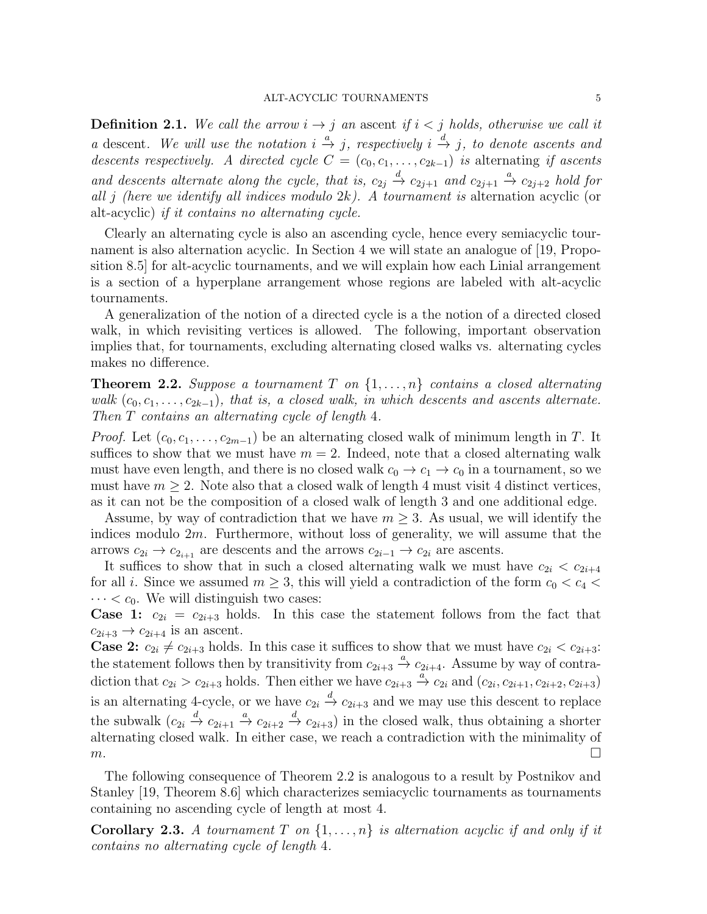**Definition 2.1.** *We call the arrow $i \to j$ an* ascent *if $i < j$ holds, otherwise we call it a* descent*. We will use the notation $i \xrightarrow{a} j$, respectively $i \xrightarrow{d} j$, to denote ascents and descents respectively. A directed cycle $C = (c_0, c_1, \ldots, c_{2k-1})$ is* alternating *if ascents and descents alternate along the cycle, that is, $c_{2j} \xrightarrow{d} c_{2j+1}$ and $c_{2j+1} \xrightarrow{a} c_{2j+2}$ hold for all $j$ (here we identify all indices modulo $2k$). A tournament is* alternation acyclic (or alt-acyclic) *if it contains no alternating cycle.*

Clearly an alternating cycle is also an ascending cycle, hence every semiacyclic tournament is also alternation acyclic. In Section 4 we will state an analogue of [19, Proposition 8.5] for alt-acyclic tournaments, and we will explain how each Linial arrangement is a section of a hyperplane arrangement whose regions are labeled with alt-acyclic tournaments.

A generalization of the notion of a directed cycle is a the notion of a directed closed walk, in which revisiting vertices is allowed. The following, important observation implies that, for tournaments, excluding alternating closed walks vs. alternating cycles makes no difference.

**Theorem 2.2.** *Suppose a tournament $T$ on $\{1, \ldots, n\}$ contains a closed alternating walk $(c_0, c_1, \ldots, c_{2k-1})$, that is, a closed walk, in which descents and ascents alternate. Then $T$ contains an alternating cycle of length 4.*

*Proof.* Let $(c_0, c_1, \ldots, c_{2m-1})$ be an alternating closed walk of minimum length in $T$. It suffices to show that we must have $m = 2$. Indeed, note that a closed alternating walk must have even length, and there is no closed walk $c_0 \to c_1 \to c_0$ in a tournament, so we must have $m \geq 2$. Note also that a closed walk of length 4 must visit 4 distinct vertices, as it can not be the composition of a closed walk of length 3 and one additional edge.

Assume, by way of contradiction that we have $m \geq 3$. As usual, we will identify the indices modulo $2m$. Furthermore, without loss of generality, we will assume that the arrows $c_{2i} \to c_{2_{i+1}}$ are descents and the arrows $c_{2i-1} \to c_{2i}$ are ascents.

It suffices to show that in such a closed alternating walk we must have $c_{2i} < c_{2i+4}$ for all $i$. Since we assumed $m \geq 3$, this will yield a contradiction of the form $c_0 < c_4 < \cdots < c_0$. We will distinguish two cases:

**Case 1:** $c_{2i} = c_{2i+3}$ holds. In this case the statement follows from the fact that $c_{2i+3} \to c_{2i+4}$ is an ascent.

**Case 2:** $c_{2i} \neq c_{2i+3}$ holds. In this case it suffices to show that we must have $c_{2i} < c_{2i+3}$: the statement follows then by transitivity from $c_{2i+3} \xrightarrow{a} c_{2i+4}$. Assume by way of contradiction that $c_{2i} > c_{2i+3}$ holds. Then either we have $c_{2i+3} \xrightarrow{a} c_{2i}$ and $(c_{2i}, c_{2i+1}, c_{2i+2}, c_{2i+3})$ is an alternating 4-cycle, or we have $c_{2i} \xrightarrow{d} c_{2i+3}$ and we may use this descent to replace the subwalk $(c_{2i} \xrightarrow{d} c_{2i+1} \xrightarrow{a} c_{2i+2} \xrightarrow{d} c_{2i+3})$ in the closed walk, thus obtaining a shorter alternating closed walk. In either case, we reach a contradiction with the minimality of $m$. $\square$

The following consequence of Theorem 2.2 is analogous to a result by Postnikov and Stanley [19, Theorem 8.6] which characterizes semiacyclic tournaments as tournaments containing no ascending cycle of length at most 4.

**Corollary 2.3.** *A tournament $T$ on $\{1, \ldots, n\}$ is alternation acyclic if and only if it contains no alternating cycle of length 4.*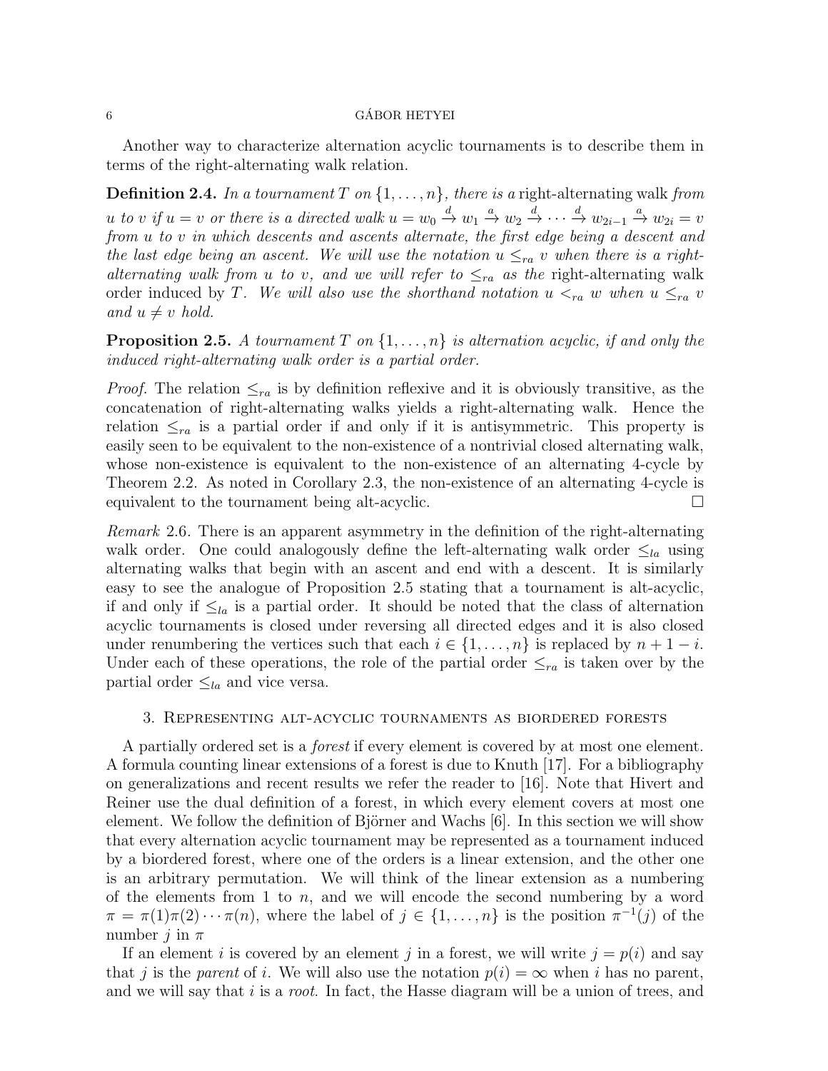Another way to characterize alternation acyclic tournaments is to describe them in terms of the right-alternating walk relation.

**Definition 2.4.** *In a tournament $T$ on $\{1,\ldots,n\}$, there is a* right-alternating walk *from $u$ to $v$ if $u=v$ or there is a directed walk $u=w_0 \xrightarrow{d} w_1 \xrightarrow{a} w_2 \xrightarrow{d} \cdots \xrightarrow{d} w_{2i-1} \xrightarrow{a} w_{2i}=v$ from $u$ to $v$ in which descents and ascents alternate, the first edge being a descent and the last edge being an ascent. We will use the notation $u \leq_{ra} v$ when there is a right-alternating walk from $u$ to $v$, and we will refer to $\leq_{ra}$ as the* right-alternating walk order *induced by $T$. We will also use the shorthand notation $u <_{ra} w$ when $u \leq_{ra} v$ and $u \neq v$ hold.*

**Proposition 2.5.** *A tournament $T$ on $\{1,\ldots,n\}$ is alternation acyclic, if and only the induced right-alternating walk order is a partial order.*

*Proof.* The relation $\leq_{ra}$ is by definition reflexive and it is obviously transitive, as the concatenation of right-alternating walks yields a right-alternating walk. Hence the relation $\leq_{ra}$ is a partial order if and only if it is antisymmetric. This property is easily seen to be equivalent to the non-existence of a nontrivial closed alternating walk, whose non-existence is equivalent to the non-existence of an alternating 4-cycle by Theorem 2.2. As noted in Corollary 2.3, the non-existence of an alternating 4-cycle is equivalent to the tournament being alt-acyclic. □

*Remark* 2.6. There is an apparent asymmetry in the definition of the right-alternating walk order. One could analogously define the left-alternating walk order $\leq_{la}$ using alternating walks that begin with an ascent and end with a descent. It is similarly easy to see the analogue of Proposition 2.5 stating that a tournament is alt-acyclic, if and only if $\leq_{la}$ is a partial order. It should be noted that the class of alternation acyclic tournaments is closed under reversing all directed edges and it is also closed under renumbering the vertices such that each $i \in \{1,\ldots,n\}$ is replaced by $n+1-i$. Under each of these operations, the role of the partial order $\leq_{ra}$ is taken over by the partial order $\leq_{la}$ and vice versa.

## 3. Representing alt-acyclic tournaments as biordered forests

A partially ordered set is a *forest* if every element is covered by at most one element. A formula counting linear extensions of a forest is due to Knuth [17]. For a bibliography on generalizations and recent results we refer the reader to [16]. Note that Hivert and Reiner use the dual definition of a forest, in which every element covers at most one element. We follow the definition of Björner and Wachs [6]. In this section we will show that every alternation acyclic tournament may be represented as a tournament induced by a biordered forest, where one of the orders is a linear extension, and the other one is an arbitrary permutation. We will think of the linear extension as a numbering of the elements from 1 to $n$, and we will encode the second numbering by a word $\pi=\pi(1)\pi(2)\cdots\pi(n)$, where the label of $j \in \{1,\ldots,n\}$ is the position $\pi^{-1}(j)$ of the number $j$ in $\pi$

If an element $i$ is covered by an element $j$ in a forest, we will write $j=p(i)$ and say that $j$ is the *parent* of $i$. We will also use the notation $p(i)=\infty$ when $i$ has no parent, and we will say that $i$ is a *root.* In fact, the Hasse diagram will be a union of trees, and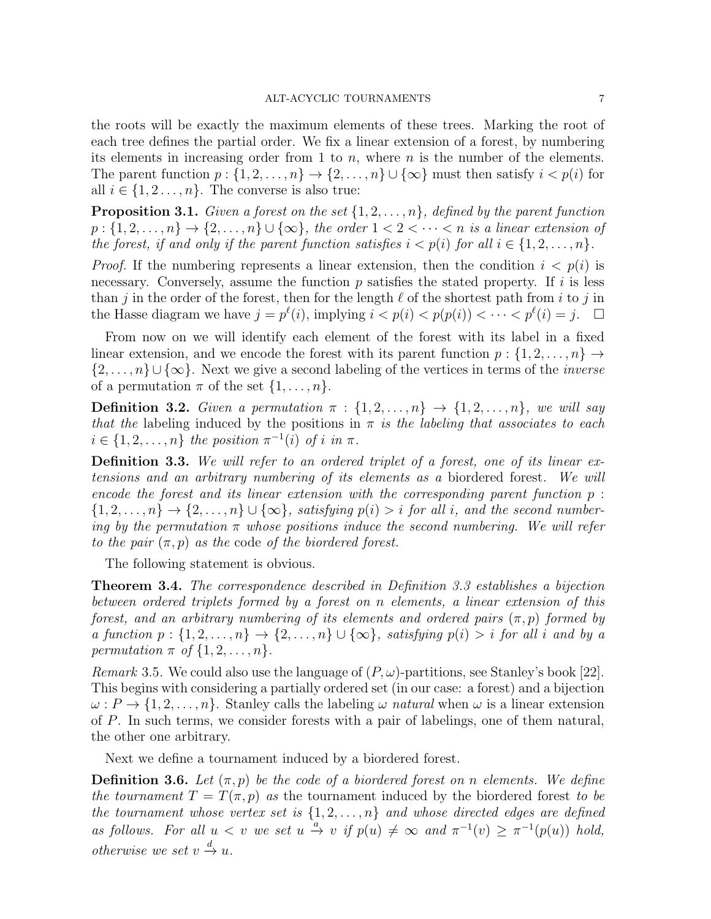the roots will be exactly the maximum elements of these trees. Marking the root of each tree defines the partial order. We fix a linear extension of a forest, by numbering its elements in increasing order from 1 to $n$, where $n$ is the number of the elements. The parent function $p : \{1, 2, \ldots, n\} \to \{2, \ldots, n\} \cup \{\infty\}$ must then satisfy $i < p(i)$ for all $i \in \{1, 2 \ldots, n\}$. The converse is also true:

**Proposition 3.1.** *Given a forest on the set $\{1, 2, \ldots, n\}$, defined by the parent function $p : \{1, 2, \ldots, n\} \to \{2, \ldots, n\} \cup \{\infty\}$, the order $1 < 2 < \cdots < n$ is a linear extension of the forest, if and only if the parent function satisfies $i < p(i)$ for all $i \in \{1, 2, \ldots, n\}$.*

*Proof.* If the numbering represents a linear extension, then the condition $i < p(i)$ is necessary. Conversely, assume the function $p$ satisfies the stated property. If $i$ is less than $j$ in the order of the forest, then for the length $\ell$ of the shortest path from $i$ to $j$ in the Hasse diagram we have $j = p^{\ell}(i)$, implying $i < p(i) < p(p(i)) < \cdots < p^{\ell}(i) = j$. $\square$

From now on we will identify each element of the forest with its label in a fixed linear extension, and we encode the forest with its parent function $p : \{1, 2, \ldots, n\} \to \{2, \ldots, n\} \cup \{\infty\}$. Next we give a second labeling of the vertices in terms of the *inverse* of a permutation $\pi$ of the set $\{1, \ldots, n\}$.

**Definition 3.2.** *Given a permutation $\pi : \{1, 2, \ldots, n\} \to \{1, 2, \ldots, n\}$, we will say that the* labeling induced by the positions in $\pi$ *is the labeling that associates to each $i \in \{1, 2, \ldots, n\}$ the position $\pi^{-1}(i)$ of $i$ in $\pi$.*

**Definition 3.3.** *We will refer to an ordered triplet of a forest, one of its linear extensions and an arbitrary numbering of its elements as a* biordered forest. *We will encode the forest and its linear extension with the corresponding parent function $p : \{1, 2, \ldots, n\} \to \{2, \ldots, n\} \cup \{\infty\}$, satisfying $p(i) > i$ for all $i$, and the second numbering by the permutation $\pi$ whose positions induce the second numbering. We will refer to the pair $(\pi, p)$ as the* code *of the biordered forest.*

The following statement is obvious.

**Theorem 3.4.** *The correspondence described in Definition 3.3 establishes a bijection between ordered triplets formed by a forest on $n$ elements, a linear extension of this forest, and an arbitrary numbering of its elements and ordered pairs $(\pi, p)$ formed by a function $p : \{1, 2, \ldots, n\} \to \{2, \ldots, n\} \cup \{\infty\}$, satisfying $p(i) > i$ for all $i$ and by a permutation $\pi$ of $\{1, 2, \ldots, n\}$.*

*Remark* 3.5. We could also use the language of $(P, \omega)$-partitions, see Stanley's book [22]. This begins with considering a partially ordered set (in our case: a forest) and a bijection $\omega : P \to \{1, 2, \ldots, n\}$. Stanley calls the labeling $\omega$ *natural* when $\omega$ is a linear extension of $P$. In such terms, we consider forests with a pair of labelings, one of them natural, the other one arbitrary.

Next we define a tournament induced by a biordered forest.

**Definition 3.6.** *Let $(\pi, p)$ be the code of a biordered forest on $n$ elements. We define the tournament $T = T(\pi, p)$ as* the tournament induced by the biordered forest *to be the tournament whose vertex set is $\{1, 2, \ldots, n\}$ and whose directed edges are defined as follows. For all $u < v$ we set $u \xrightarrow{a} v$ if $p(u) \neq \infty$ and $\pi^{-1}(v) \geq \pi^{-1}(p(u))$ hold, otherwise we set $v \xrightarrow{d} u$.*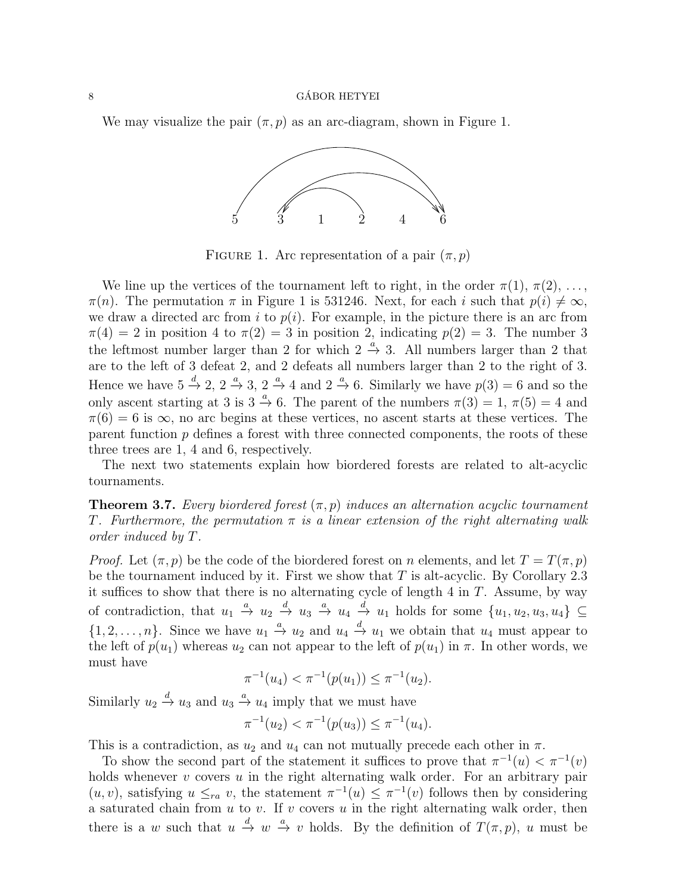We may visualize the pair $(\pi, p)$ as an arc-diagram, shown in Figure 1.

FIGURE 1. Arc representation of a pair $(\pi, p)$

We line up the vertices of the tournament left to right, in the order $\pi(1)$, $\pi(2)$, ..., $\pi(n)$. The permutation $\pi$ in Figure 1 is 531246. Next, for each $i$ such that $p(i) \neq \infty$, we draw a directed arc from $i$ to $p(i)$. For example, in the picture there is an arc from $\pi(4) = 2$ in position 4 to $\pi(2) = 3$ in position 2, indicating $p(2) = 3$. The number 3 the leftmost number larger than 2 for which $2 \stackrel{a}{\to} 3$. All numbers larger than 2 that are to the left of 3 defeat 2, and 2 defeats all numbers larger than 2 to the right of 3. Hence we have $5 \stackrel{d}{\to} 2$, $2 \stackrel{a}{\to} 3$, $2 \stackrel{a}{\to} 4$ and $2 \stackrel{a}{\to} 6$. Similarly we have $p(3) = 6$ and so the only ascent starting at 3 is $3 \stackrel{a}{\to} 6$. The parent of the numbers $\pi(3) = 1$, $\pi(5) = 4$ and $\pi(6) = 6$ is $\infty$, no arc begins at these vertices, no ascent starts at these vertices. The parent function $p$ defines a forest with three connected components, the roots of these three trees are 1, 4 and 6, respectively.

The next two statements explain how biordered forests are related to alt-acyclic tournaments.

**Theorem 3.7.** *Every biordered forest $(\pi, p)$ induces an alternation acyclic tournament $T$. Furthermore, the permutation $\pi$ is a linear extension of the right alternating walk order induced by $T$.*

*Proof.* Let $(\pi, p)$ be the code of the biordered forest on $n$ elements, and let $T = T(\pi, p)$ be the tournament induced by it. First we show that $T$ is alt-acyclic. By Corollary 2.3 it suffices to show that there is no alternating cycle of length 4 in $T$. Assume, by way of contradiction, that $u_1 \stackrel{a}{\to} u_2 \stackrel{d}{\to} u_3 \stackrel{a}{\to} u_4 \stackrel{d}{\to} u_1$ holds for some $\{u_1, u_2, u_3, u_4\} \subseteq \{1, 2, \ldots, n\}$. Since we have $u_1 \stackrel{a}{\to} u_2$ and $u_4 \stackrel{d}{\to} u_1$ we obtain that $u_4$ must appear to the left of $p(u_1)$ whereas $u_2$ can not appear to the left of $p(u_1)$ in $\pi$. In other words, we must have

$$\pi^{-1}(u_4) < \pi^{-1}(p(u_1)) \leq \pi^{-1}(u_2).$$

Similarly $u_2 \stackrel{d}{\to} u_3$ and $u_3 \stackrel{a}{\to} u_4$ imply that we must have

$$\pi^{-1}(u_2) < \pi^{-1}(p(u_3)) \leq \pi^{-1}(u_4).$$

This is a contradiction, as $u_2$ and $u_4$ can not mutually precede each other in $\pi$.

To show the second part of the statement it suffices to prove that $\pi^{-1}(u) < \pi^{-1}(v)$ holds whenever $v$ covers $u$ in the right alternating walk order. For an arbitrary pair $(u, v)$, satisfying $u \leq_{ra} v$, the statement $\pi^{-1}(u) \leq \pi^{-1}(v)$ follows then by considering a saturated chain from $u$ to $v$. If $v$ covers $u$ in the right alternating walk order, then there is a $w$ such that $u \stackrel{d}{\to} w \stackrel{a}{\to} v$ holds. By the definition of $T(\pi, p)$, $u$ must be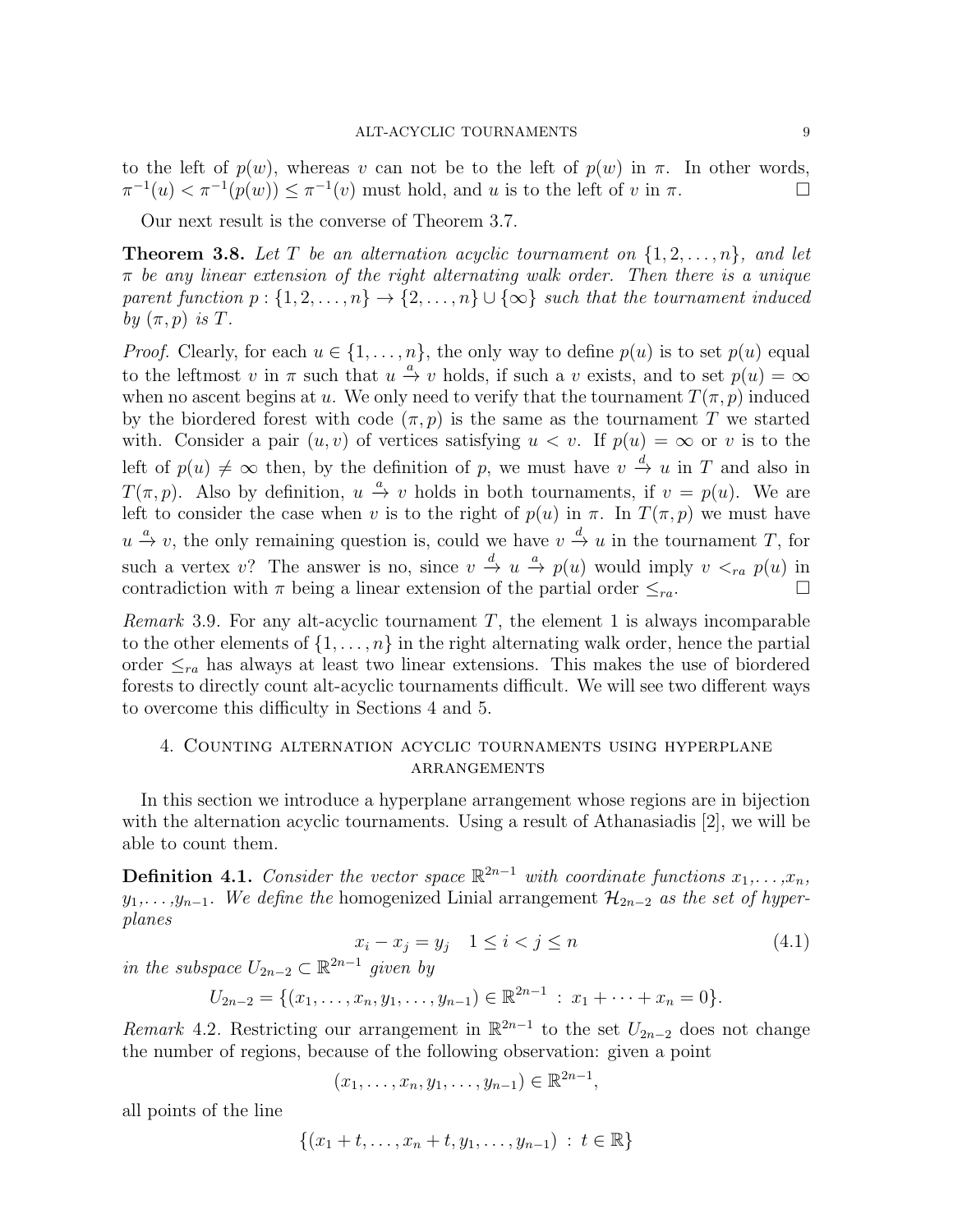to the left of $p(w)$, whereas $v$ can not be to the left of $p(w)$ in $\pi$. In other words, $\pi^{-1}(u) < \pi^{-1}(p(w)) \leq \pi^{-1}(v)$ must hold, and $u$ is to the left of $v$ in $\pi$. ☐

Our next result is the converse of Theorem 3.7.

**Theorem 3.8.** *Let $T$ be an alternation acyclic tournament on $\{1, 2, \ldots, n\}$, and let $\pi$ be any linear extension of the right alternating walk order. Then there is a unique parent function $p : \{1, 2, \ldots, n\} \to \{2, \ldots, n\} \cup \{\infty\}$ such that the tournament induced by $(\pi, p)$ is $T$.*

*Proof.* Clearly, for each $u \in \{1, \ldots, n\}$, the only way to define $p(u)$ is to set $p(u)$ equal to the leftmost $v$ in $\pi$ such that $u \xrightarrow{a} v$ holds, if such a $v$ exists, and to set $p(u) = \infty$ when no ascent begins at $u$. We only need to verify that the tournament $T(\pi, p)$ induced by the biordered forest with code $(\pi, p)$ is the same as the tournament $T$ we started with. Consider a pair $(u, v)$ of vertices satisfying $u < v$. If $p(u) = \infty$ or $v$ is to the left of $p(u) \neq \infty$ then, by the definition of $p$, we must have $v \xrightarrow{d} u$ in $T$ and also in $T(\pi, p)$. Also by definition, $u \xrightarrow{a} v$ holds in both tournaments, if $v = p(u)$. We are left to consider the case when $v$ is to the right of $p(u)$ in $\pi$. In $T(\pi, p)$ we must have $u \xrightarrow{a} v$, the only remaining question is, could we have $v \xrightarrow{d} u$ in the tournament $T$, for such a vertex $v$? The answer is no, since $v \xrightarrow{d} u \xrightarrow{a} p(u)$ would imply $v <_{ra} p(u)$ in contradiction with $\pi$ being a linear extension of the partial order $\leq_{ra}$. ☐

*Remark* 3.9. For any alt-acyclic tournament $T$, the element 1 is always incomparable to the other elements of $\{1, \ldots, n\}$ in the right alternating walk order, hence the partial order $\leq_{ra}$ has always at least two linear extensions. This makes the use of biordered forests to directly count alt-acyclic tournaments difficult. We will see two different ways to overcome this difficulty in Sections 4 and 5.

## 4. Counting alternation acyclic tournaments using hyperplane arrangements

In this section we introduce a hyperplane arrangement whose regions are in bijection with the alternation acyclic tournaments. Using a result of Athanasiadis [2], we will be able to count them.

**Definition 4.1.** *Consider the vector space $\mathbb{R}^{2n-1}$ with coordinate functions $x_1, \ldots, x_n$, $y_1, \ldots, y_{n-1}$. We define the* homogenized Linial arrangement $\mathcal{H}_{2n-2}$ *as the set of hyperplanes*

$$x_i - x_j = y_j \quad 1 \leq i < j \leq n \tag{4.1}$$

*in the subspace $U_{2n-2} \subset \mathbb{R}^{2n-1}$ given by*

$$U_{2n-2} = \{(x_1, \ldots, x_n, y_1, \ldots, y_{n-1}) \in \mathbb{R}^{2n-1} \,:\, x_1 + \cdots + x_n = 0\}.$$

*Remark* 4.2. Restricting our arrangement in $\mathbb{R}^{2n-1}$ to the set $U_{2n-2}$ does not change the number of regions, because of the following observation: given a point

$$(x_1, \ldots, x_n, y_1, \ldots, y_{n-1}) \in \mathbb{R}^{2n-1},$$

all points of the line

$$\{(x_1 + t, \ldots, x_n + t, y_1, \ldots, y_{n-1}) \,:\, t \in \mathbb{R}\}$$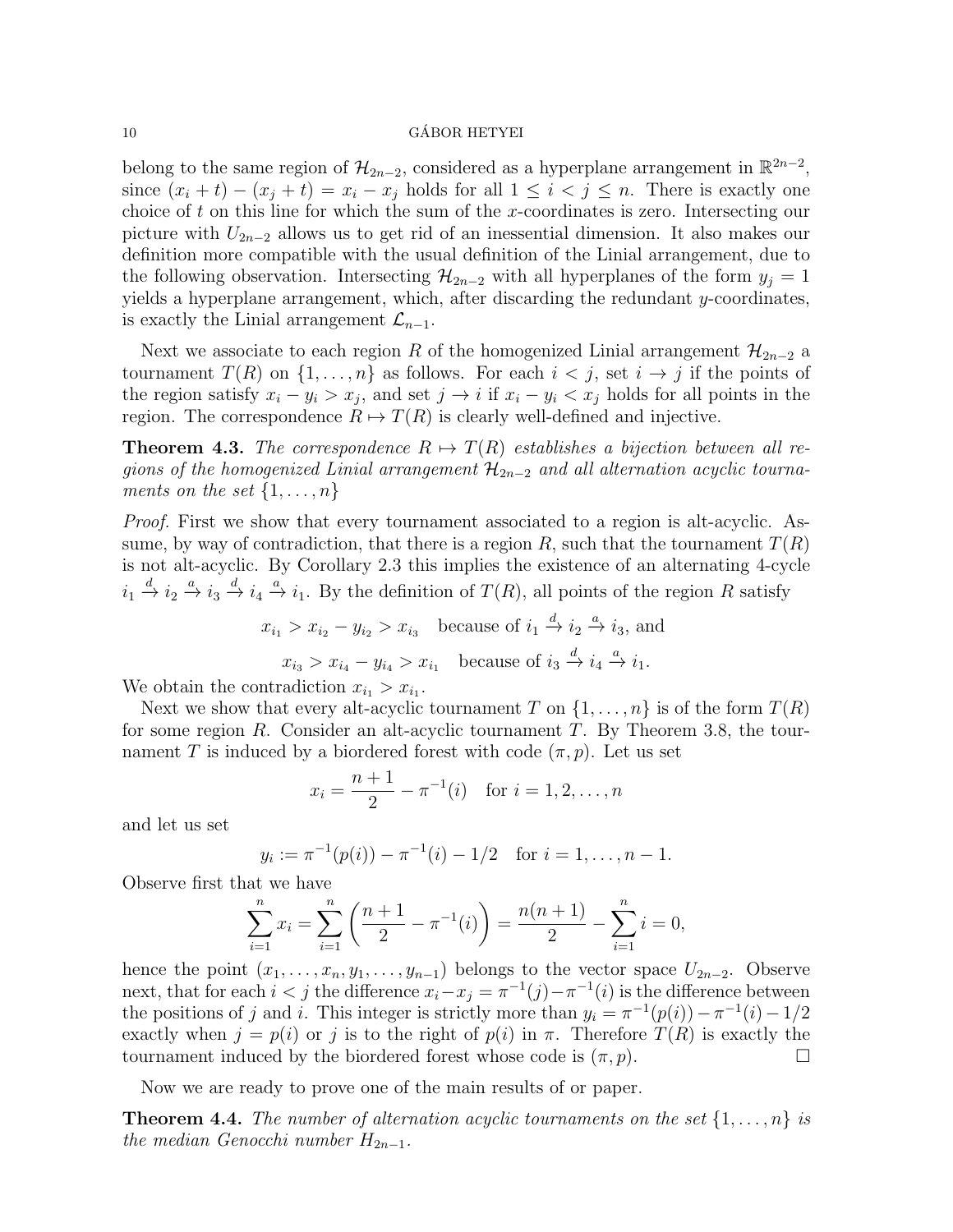belong to the same region of $\mathcal{H}_{2n-2}$, considered as a hyperplane arrangement in $\mathbb{R}^{2n-2}$, since $(x_i + t) - (x_j + t) = x_i - x_j$ holds for all $1 \leq i < j \leq n$. There is exactly one choice of $t$ on this line for which the sum of the $x$-coordinates is zero. Intersecting our picture with $U_{2n-2}$ allows us to get rid of an inessential dimension. It also makes our definition more compatible with the usual definition of the Linial arrangement, due to the following observation. Intersecting $\mathcal{H}_{2n-2}$ with all hyperplanes of the form $y_j = 1$ yields a hyperplane arrangement, which, after discarding the redundant $y$-coordinates, is exactly the Linial arrangement $\mathcal{L}_{n-1}$.

Next we associate to each region $R$ of the homogenized Linial arrangement $\mathcal{H}_{2n-2}$ a tournament $T(R)$ on $\{1, \ldots, n\}$ as follows. For each $i < j$, set $i \to j$ if the points of the region satisfy $x_i - y_i > x_j$, and set $j \to i$ if $x_i - y_i < x_j$ holds for all points in the region. The correspondence $R \mapsto T(R)$ is clearly well-defined and injective.

**Theorem 4.3.** *The correspondence $R \mapsto T(R)$ establishes a bijection between all regions of the homogenized Linial arrangement $\mathcal{H}_{2n-2}$ and all alternation acyclic tournaments on the set $\{1, \ldots, n\}$*

*Proof.* First we show that every tournament associated to a region is alt-acyclic. Assume, by way of contradiction, that there is a region $R$, such that the tournament $T(R)$ is not alt-acyclic. By Corollary 2.3 this implies the existence of an alternating 4-cycle $i_1 \stackrel{d}{\to} i_2 \stackrel{a}{\to} i_3 \stackrel{d}{\to} i_4 \stackrel{a}{\to} i_1$. By the definition of $T(R)$, all points of the region $R$ satisfy

$$x_{i_1} > x_{i_2} - y_{i_2} > x_{i_3} \quad \text{because of } i_1 \stackrel{d}{\to} i_2 \stackrel{a}{\to} i_3, \text{ and}$$

$$x_{i_3} > x_{i_4} - y_{i_4} > x_{i_1} \quad \text{because of } i_3 \stackrel{d}{\to} i_4 \stackrel{a}{\to} i_1.$$

We obtain the contradiction $x_{i_1} > x_{i_1}$.

Next we show that every alt-acyclic tournament $T$ on $\{1, \ldots, n\}$ is of the form $T(R)$ for some region $R$. Consider an alt-acyclic tournament $T$. By Theorem 3.8, the tournament $T$ is induced by a biordered forest with code $(\pi, p)$. Let us set

$$x_i = \frac{n+1}{2} - \pi^{-1}(i) \quad \text{for } i = 1, 2, \ldots, n$$

and let us set

$$y_i := \pi^{-1}(p(i)) - \pi^{-1}(i) - 1/2 \quad \text{for } i = 1, \ldots, n-1.$$

Observe first that we have

$$\sum_{i=1}^{n} x_i = \sum_{i=1}^{n} \left( \frac{n+1}{2} - \pi^{-1}(i) \right) = \frac{n(n+1)}{2} - \sum_{i=1}^{n} i = 0,$$

hence the point $(x_1, \ldots, x_n, y_1, \ldots, y_{n-1})$ belongs to the vector space $U_{2n-2}$. Observe next, that for each $i < j$ the difference $x_i - x_j = \pi^{-1}(j) - \pi^{-1}(i)$ is the difference between the positions of $j$ and $i$. This integer is strictly more than $y_i = \pi^{-1}(p(i)) - \pi^{-1}(i) - 1/2$ exactly when $j = p(i)$ or $j$ is to the right of $p(i)$ in $\pi$. Therefore $T(R)$ is exactly the tournament induced by the biordered forest whose code is $(\pi, p)$. $\square$

Now we are ready to prove one of the main results of or paper.

**Theorem 4.4.** *The number of alternation acyclic tournaments on the set $\{1, \ldots, n\}$ is the median Genocchi number $H_{2n-1}$.*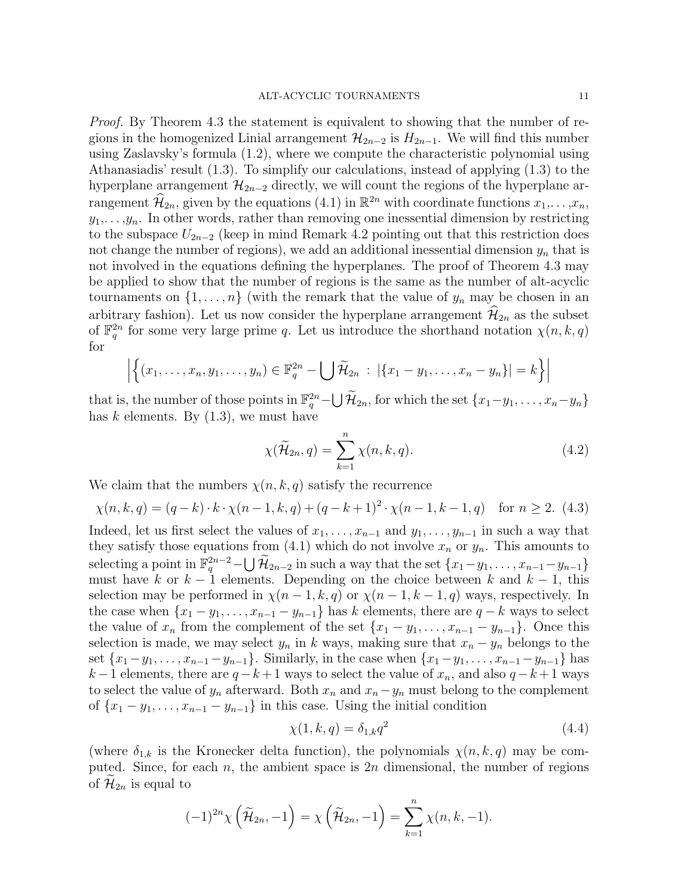*Proof.* By Theorem 4.3 the statement is equivalent to showing that the number of regions in the homogenized Linial arrangement $\mathcal{H}_{2n-2}$ is $H_{2n-1}$. We will find this number using Zaslavsky's formula (1.2), where we compute the characteristic polynomial using Athanasiadis' result (1.3). To simplify our calculations, instead of applying (1.3) to the hyperplane arrangement $\mathcal{H}_{2n-2}$ directly, we will count the regions of the hyperplane arrangement $\widehat{\mathcal{H}}_{2n}$, given by the equations (4.1) in $\mathbb{R}^{2n}$ with coordinate functions $x_1,\ldots,x_n$, $y_1,\ldots,y_n$. In other words, rather than removing one inessential dimension by restricting to the subspace $U_{2n-2}$ (keep in mind Remark 4.2 pointing out that this restriction does not change the number of regions), we add an additional inessential dimension $y_n$ that is not involved in the equations defining the hyperplanes. The proof of Theorem 4.3 may be applied to show that the number of regions is the same as the number of alt-acyclic tournaments on $\{1,\ldots,n\}$ (with the remark that the value of $y_n$ may be chosen in an arbitrary fashion). Let us now consider the hyperplane arrangement $\widehat{\mathcal{H}}_{2n}$ as the subset of $\mathbb{F}_q^{2n}$ for some very large prime $q$. Let us introduce the shorthand notation $\chi(n,k,q)$ for

$$\left|\left\{(x_1,\ldots,x_n,y_1,\ldots,y_n)\in\mathbb{F}_q^{2n}-\bigcup\widetilde{\mathcal{H}}_{2n}\ :\ |\{x_1-y_1,\ldots,x_n-y_n\}|=k\right\}\right|$$

that is, the number of those points in $\mathbb{F}_q^{2n}-\bigcup\widetilde{\mathcal{H}}_{2n}$, for which the set $\{x_1-y_1,\ldots,x_n-y_n\}$ has $k$ elements. By (1.3), we must have

$$\chi(\widetilde{\mathcal{H}}_{2n},q)=\sum_{k=1}^{n}\chi(n,k,q). \tag{4.2}$$

We claim that the numbers $\chi(n,k,q)$ satisfy the recurrence

$$\chi(n,k,q)=(q-k)\cdot k\cdot\chi(n-1,k,q)+(q-k+1)^2\cdot\chi(n-1,k-1,q)\quad\text{for } n\geq 2. \tag{4.3}$$

Indeed, let us first select the values of $x_1,\ldots,x_{n-1}$ and $y_1,\ldots,y_{n-1}$ in such a way that they satisfy those equations from (4.1) which do not involve $x_n$ or $y_n$. This amounts to selecting a point in $\mathbb{F}_q^{2n-2}-\bigcup\widetilde{\mathcal{H}}_{2n-2}$ in such a way that the set $\{x_1-y_1,\ldots,x_{n-1}-y_{n-1}\}$ must have $k$ or $k-1$ elements. Depending on the choice between $k$ and $k-1$, this selection may be performed in $\chi(n-1,k,q)$ or $\chi(n-1,k-1,q)$ ways, respectively. In the case when $\{x_1-y_1,\ldots,x_{n-1}-y_{n-1}\}$ has $k$ elements, there are $q-k$ ways to select the value of $x_n$ from the complement of the set $\{x_1-y_1,\ldots,x_{n-1}-y_{n-1}\}$. Once this selection is made, we may select $y_n$ in $k$ ways, making sure that $x_n-y_n$ belongs to the set $\{x_1-y_1,\ldots,x_{n-1}-y_{n-1}\}$. Similarly, in the case when $\{x_1-y_1,\ldots,x_{n-1}-y_{n-1}\}$ has $k-1$ elements, there are $q-k+1$ ways to select the value of $x_n$, and also $q-k+1$ ways to select the value of $y_n$ afterward. Both $x_n$ and $x_n-y_n$ must belong to the complement of $\{x_1-y_1,\ldots,x_{n-1}-y_{n-1}\}$ in this case. Using the initial condition

$$\chi(1,k,q)=\delta_{1,k}q^2 \tag{4.4}$$

(where $\delta_{1,k}$ is the Kronecker delta function), the polynomials $\chi(n,k,q)$ may be computed. Since, for each $n$, the ambient space is $2n$ dimensional, the number of regions of $\widetilde{\mathcal{H}}_{2n}$ is equal to

$$(-1)^{2n}\chi\left(\widetilde{\mathcal{H}}_{2n},-1\right)=\chi\left(\widetilde{\mathcal{H}}_{2n},-1\right)=\sum_{k=1}^{n}\chi(n,k,-1).$$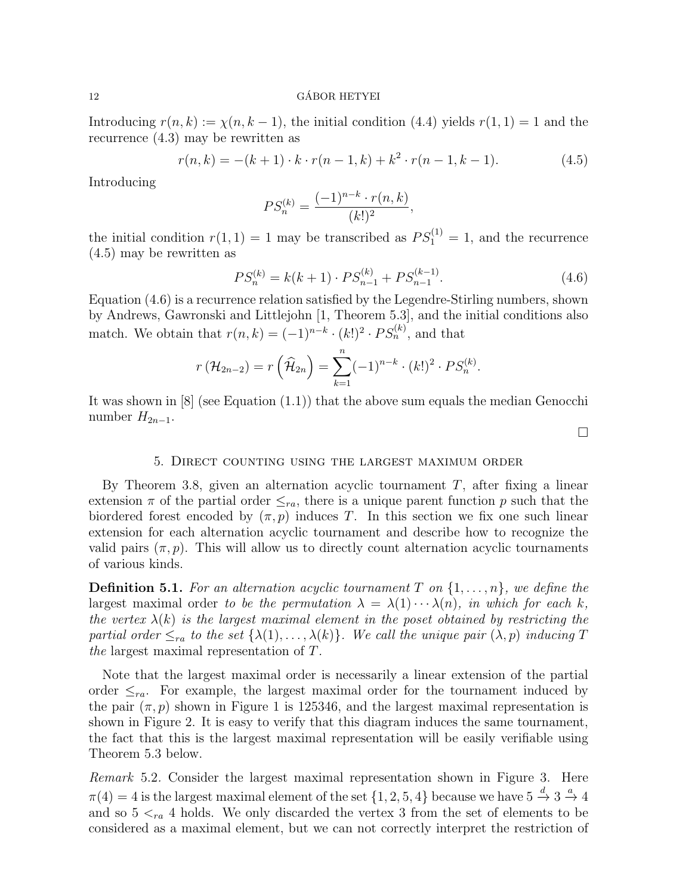Introducing $r(n,k) := \chi(n,k-1)$, the initial condition (4.4) yields $r(1,1)=1$ and the recurrence (4.3) may be rewritten as

$$r(n,k) = -(k+1)\cdot k \cdot r(n-1,k) + k^2 \cdot r(n-1,k-1). \tag{4.5}$$

Introducing

$$PS_n^{(k)} = \frac{(-1)^{n-k}\cdot r(n,k)}{(k!)^2},$$

the initial condition $r(1,1)=1$ may be transcribed as $PS_1^{(1)}=1$, and the recurrence (4.5) may be rewritten as

$$PS_n^{(k)} = k(k+1)\cdot PS_{n-1}^{(k)} + PS_{n-1}^{(k-1)}. \tag{4.6}$$

Equation (4.6) is a recurrence relation satisfied by the Legendre-Stirling numbers, shown by Andrews, Gawronski and Littlejohn [1, Theorem 5.3], and the initial conditions also match. We obtain that $r(n,k) = (-1)^{n-k}\cdot (k!)^2 \cdot PS_n^{(k)}$, and that

$$r\left(\mathcal{H}_{2n-2}\right) = r\left(\widehat{\mathcal{H}}_{2n}\right) = \sum_{k=1}^{n} (-1)^{n-k}\cdot (k!)^2\cdot PS_n^{(k)}.$$

It was shown in [8] (see Equation (1.1)) that the above sum equals the median Genocchi number $H_{2n-1}$.

□

## 5. Direct counting using the largest maximum order

By Theorem 3.8, given an alternation acyclic tournament $T$, after fixing a linear extension $\pi$ of the partial order $\leq_{ra}$, there is a unique parent function $p$ such that the biordered forest encoded by $(\pi, p)$ induces $T$. In this section we fix one such linear extension for each alternation acyclic tournament and describe how to recognize the valid pairs $(\pi, p)$. This will allow us to directly count alternation acyclic tournaments of various kinds.

**Definition 5.1.** *For an alternation acyclic tournament $T$ on $\{1,\ldots,n\}$, we define the* largest maximal order *to be the permutation $\lambda = \lambda(1)\cdots\lambda(n)$, in which for each $k$, the vertex $\lambda(k)$ is the largest maximal element in the poset obtained by restricting the partial order $\leq_{ra}$ to the set $\{\lambda(1),\ldots,\lambda(k)\}$. We call the unique pair $(\lambda, p)$ inducing $T$ the* largest maximal representation *of $T$.*

Note that the largest maximal order is necessarily a linear extension of the partial order $\leq_{ra}$. For example, the largest maximal order for the tournament induced by the pair $(\pi, p)$ shown in Figure 1 is 125346, and the largest maximal representation is shown in Figure 2. It is easy to verify that this diagram induces the same tournament, the fact that this is the largest maximal representation will be easily verifiable using Theorem 5.3 below.

*Remark* 5.2. Consider the largest maximal representation shown in Figure 3. Here $\pi(4)=4$ is the largest maximal element of the set $\{1,2,5,4\}$ because we have $5 \xrightarrow{d} 3 \xrightarrow{a} 4$ and so $5 <_{ra} 4$ holds. We only discarded the vertex 3 from the set of elements to be considered as a maximal element, but we can not correctly interpret the restriction of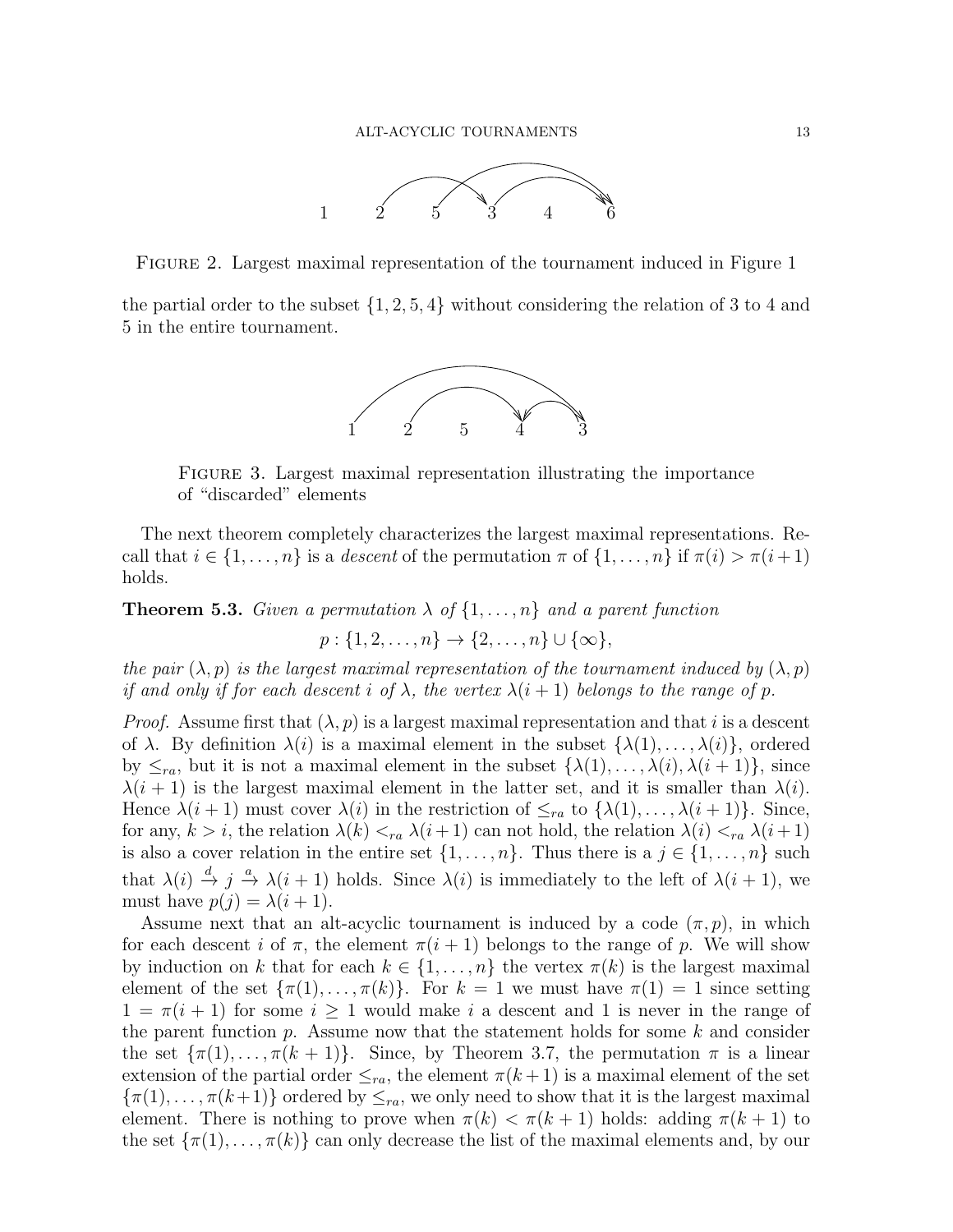FIGURE 2. Largest maximal representation of the tournament induced in Figure 1

the partial order to the subset $\{1, 2, 5, 4\}$ without considering the relation of 3 to 4 and 5 in the entire tournament.

FIGURE 3. Largest maximal representation illustrating the importance of "discarded" elements

The next theorem completely characterizes the largest maximal representations. Recall that $i \in \{1, \ldots, n\}$ is a *descent* of the permutation $\pi$ of $\{1, \ldots, n\}$ if $\pi(i) > \pi(i+1)$ holds.

**Theorem 5.3.** *Given a permutation $\lambda$ of $\{1, \ldots, n\}$ and a parent function*

$$p : \{1, 2, \ldots, n\} \to \{2, \ldots, n\} \cup \{\infty\},$$

*the pair $(\lambda, p)$ is the largest maximal representation of the tournament induced by $(\lambda, p)$ if and only if for each descent $i$ of $\lambda$, the vertex $\lambda(i+1)$ belongs to the range of $p$.*

*Proof.* Assume first that $(\lambda, p)$ is a largest maximal representation and that $i$ is a descent of $\lambda$. By definition $\lambda(i)$ is a maximal element in the subset $\{\lambda(1), \ldots, \lambda(i)\}$, ordered by $\leq_{ra}$, but it is not a maximal element in the subset $\{\lambda(1), \ldots, \lambda(i), \lambda(i+1)\}$, since $\lambda(i+1)$ is the largest maximal element in the latter set, and it is smaller than $\lambda(i)$. Hence $\lambda(i+1)$ must cover $\lambda(i)$ in the restriction of $\leq_{ra}$ to $\{\lambda(1), \ldots, \lambda(i+1)\}$. Since, for any, $k > i$, the relation $\lambda(k) <_{ra} \lambda(i+1)$ can not hold, the relation $\lambda(i) <_{ra} \lambda(i+1)$ is also a cover relation in the entire set $\{1, \ldots, n\}$. Thus there is a $j \in \{1, \ldots, n\}$ such that $\lambda(i) \stackrel{d}{\to} j \stackrel{a}{\to} \lambda(i+1)$ holds. Since $\lambda(i)$ is immediately to the left of $\lambda(i+1)$, we must have $p(j) = \lambda(i+1)$.

Assume next that an alt-acyclic tournament is induced by a code $(\pi, p)$, in which for each descent $i$ of $\pi$, the element $\pi(i+1)$ belongs to the range of $p$. We will show by induction on $k$ that for each $k \in \{1, \ldots, n\}$ the vertex $\pi(k)$ is the largest maximal element of the set $\{\pi(1), \ldots, \pi(k)\}$. For $k = 1$ we must have $\pi(1) = 1$ since setting $1 = \pi(i+1)$ for some $i \geq 1$ would make $i$ a descent and 1 is never in the range of the parent function $p$. Assume now that the statement holds for some $k$ and consider the set $\{\pi(1), \ldots, \pi(k+1)\}$. Since, by Theorem 3.7, the permutation $\pi$ is a linear extension of the partial order $\leq_{ra}$, the element $\pi(k+1)$ is a maximal element of the set $\{\pi(1), \ldots, \pi(k+1)\}$ ordered by $\leq_{ra}$, we only need to show that it is the largest maximal element. There is nothing to prove when $\pi(k) < \pi(k+1)$ holds: adding $\pi(k+1)$ to the set $\{\pi(1), \ldots, \pi(k)\}$ can only decrease the list of the maximal elements and, by our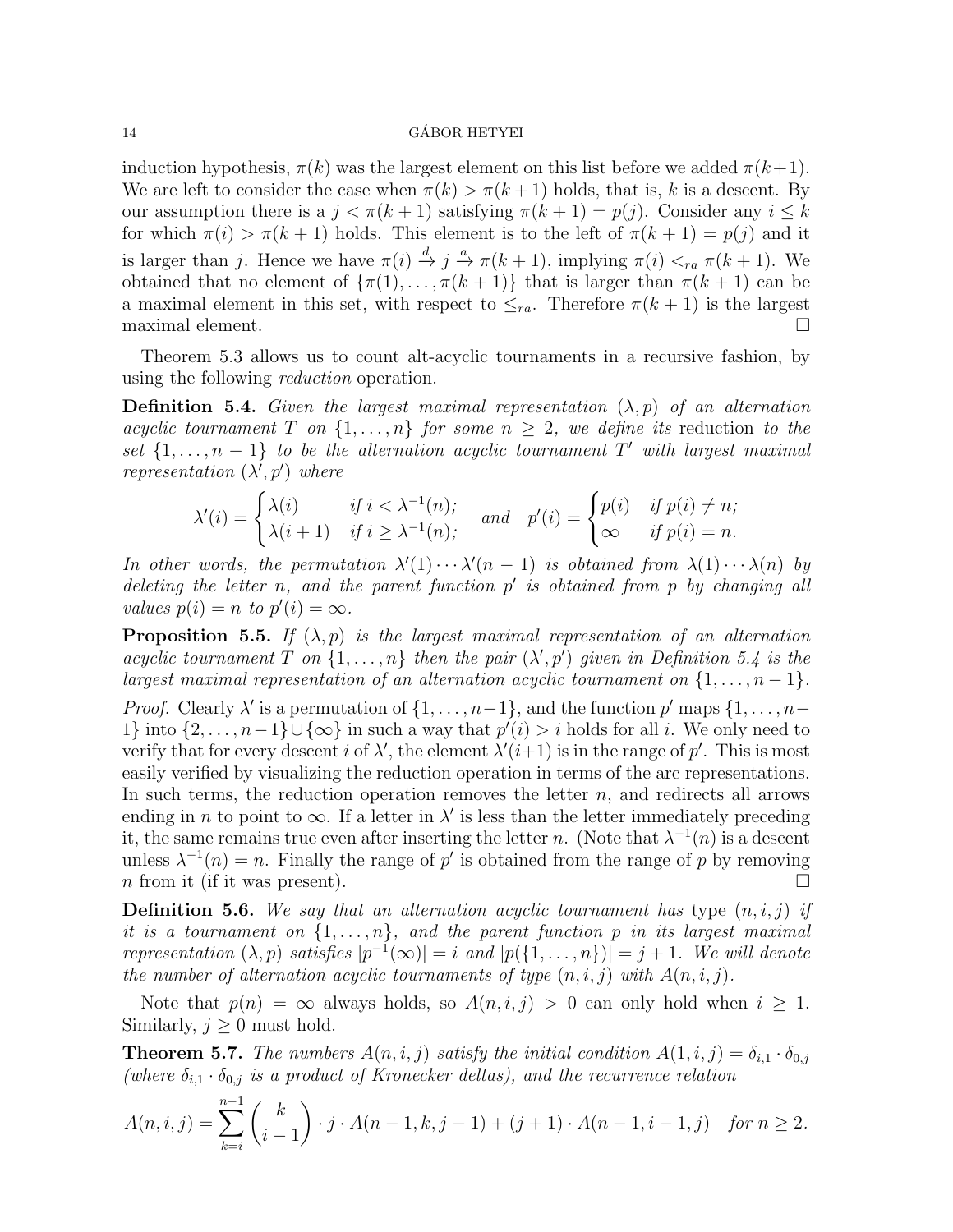induction hypothesis, $\pi(k)$ was the largest element on this list before we added $\pi(k+1)$. We are left to consider the case when $\pi(k) > \pi(k+1)$ holds, that is, $k$ is a descent. By our assumption there is a $j < \pi(k+1)$ satisfying $\pi(k+1) = p(j)$. Consider any $i \leq k$ for which $\pi(i) > \pi(k+1)$ holds. This element is to the left of $\pi(k+1) = p(j)$ and it is larger than $j$. Hence we have $\pi(i) \stackrel{d}{\to} j \stackrel{a}{\to} \pi(k+1)$, implying $\pi(i) <_{ra} \pi(k+1)$. We obtained that no element of $\{\pi(1), \ldots, \pi(k+1)\}$ that is larger than $\pi(k+1)$ can be a maximal element in this set, with respect to $\leq_{ra}$. Therefore $\pi(k+1)$ is the largest maximal element. □

Theorem 5.3 allows us to count alt-acyclic tournaments in a recursive fashion, by using the following *reduction* operation.

**Definition 5.4.** *Given the largest maximal representation $(\lambda, p)$ of an alternation acyclic tournament $T$ on $\{1, \ldots, n\}$ for some $n \geq 2$, we define its* reduction *to the set $\{1, \ldots, n-1\}$ to be the alternation acyclic tournament $T'$ with largest maximal representation $(\lambda', p')$ where*

$$\lambda'(i) = \begin{cases} \lambda(i) & \text{if } i < \lambda^{-1}(n); \\ \lambda(i+1) & \text{if } i \geq \lambda^{-1}(n); \end{cases} \quad \text{and} \quad p'(i) = \begin{cases} p(i) & \text{if } p(i) \neq n; \\ \infty & \text{if } p(i) = n. \end{cases}$$

*In other words, the permutation $\lambda'(1) \cdots \lambda'(n-1)$ is obtained from $\lambda(1) \cdots \lambda(n)$ by deleting the letter $n$, and the parent function $p'$ is obtained from $p$ by changing all values $p(i) = n$ to $p'(i) = \infty$.*

**Proposition 5.5.** *If $(\lambda, p)$ is the largest maximal representation of an alternation acyclic tournament $T$ on $\{1, \ldots, n\}$ then the pair $(\lambda', p')$ given in Definition 5.4 is the largest maximal representation of an alternation acyclic tournament on $\{1, \ldots, n-1\}$.*

*Proof.* Clearly $\lambda'$ is a permutation of $\{1, \ldots, n-1\}$, and the function $p'$ maps $\{1, \ldots, n-1\}$ into $\{2, \ldots, n-1\} \cup \{\infty\}$ in such a way that $p'(i) > i$ holds for all $i$. We only need to verify that for every descent $i$ of $\lambda'$, the element $\lambda'(i+1)$ is in the range of $p'$. This is most easily verified by visualizing the reduction operation in terms of the arc representations. In such terms, the reduction operation removes the letter $n$, and redirects all arrows ending in $n$ to point to $\infty$. If a letter in $\lambda'$ is less than the letter immediately preceding it, the same remains true even after inserting the letter $n$. (Note that $\lambda^{-1}(n)$ is a descent unless $\lambda^{-1}(n) = n$. Finally the range of $p'$ is obtained from the range of $p$ by removing $n$ from it (if it was present). □

**Definition 5.6.** *We say that an alternation acyclic tournament has* type $(n, i, j)$ *if it is a tournament on $\{1, \ldots, n\}$, and the parent function $p$ in its largest maximal representation $(\lambda, p)$ satisfies $|p^{-1}(\infty)| = i$ and $|p(\{1, \ldots, n\})| = j + 1$. We will denote the number of alternation acyclic tournaments of type $(n, i, j)$ with $A(n, i, j)$.*

Note that $p(n) = \infty$ always holds, so $A(n, i, j) > 0$ can only hold when $i \geq 1$. Similarly, $j \geq 0$ must hold.

**Theorem 5.7.** *The numbers $A(n, i, j)$ satisfy the initial condition $A(1, i, j) = \delta_{i,1} \cdot \delta_{0,j}$ (where $\delta_{i,1} \cdot \delta_{0,j}$ is a product of Kronecker deltas), and the recurrence relation*

$$A(n, i, j) = \sum_{k=i}^{n-1} \binom{k}{i-1} \cdot j \cdot A(n-1, k, j-1) + (j+1) \cdot A(n-1, i-1, j) \quad \text{for } n \geq 2.$$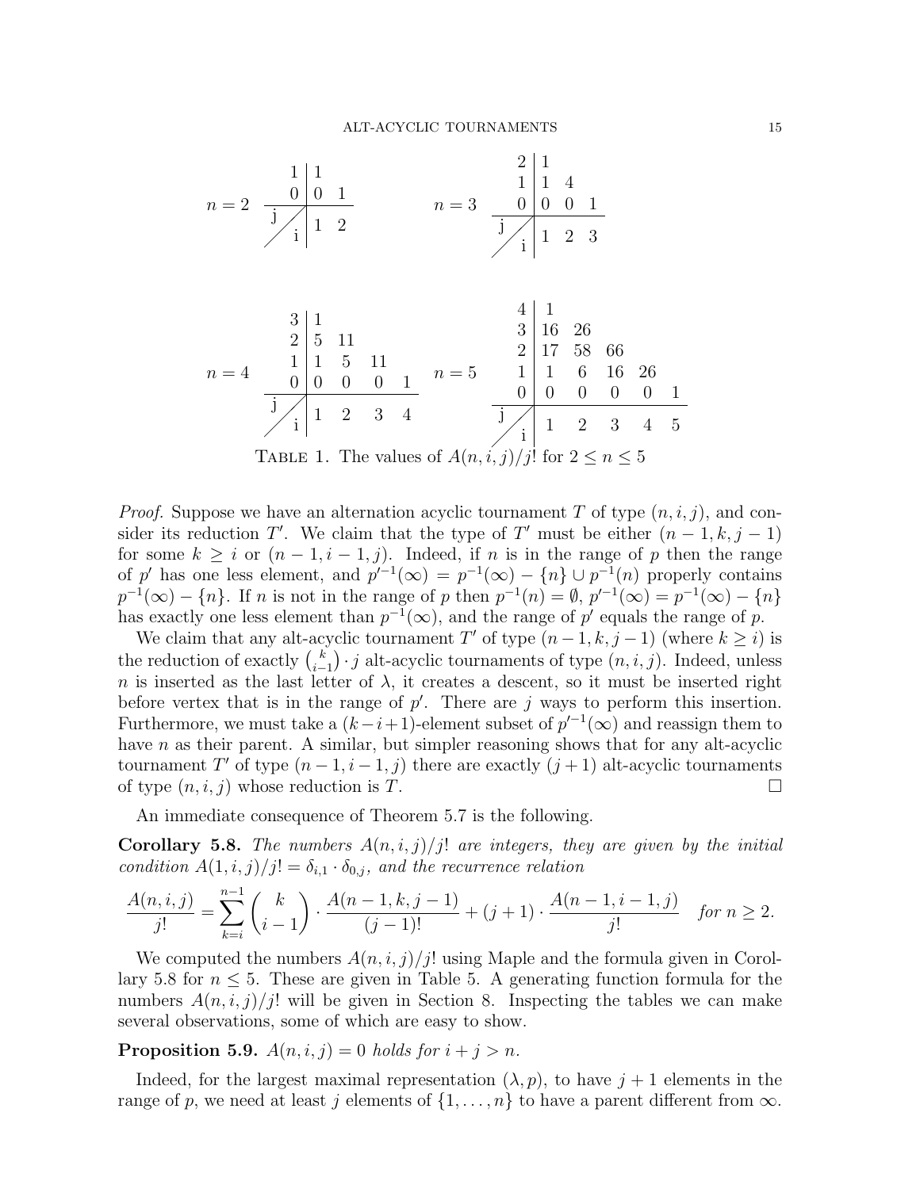**n = 2**

| j \ i | 1 | 2 |
|---|---|---|
| 1 | 1 | |
| 0 | 0 | 1 |

**n = 3**

| j \ i | 1 | 2 | 3 |
|---|---|---|---|
| 2 | 1 | | |
| 1 | 1 | 4 | |
| 0 | 0 | 0 | 1 |

**n = 4**

| j \ i | 1 | 2 | 3 | 4 |
|---|---|---|---|---|
| 3 | 1 | | | |
| 2 | 5 | 11 | | |
| 1 | 1 | 5 | 11 | |
| 0 | 0 | 0 | 0 | 1 |

**n = 5**

| j \ i | 1 | 2 | 3 | 4 | 5 |
|---|---|---|---|---|---|
| 4 | 1 | | | | |
| 3 | 16 | 26 | | | |
| 2 | 17 | 58 | 66 | | |
| 1 | 1 | 6 | 16 | 26 | |
| 0 | 0 | 0 | 0 | 0 | 1 |

TABLE 1. The values of $A(n,i,j)/j!$ for $2 \leq n \leq 5$

*Proof.* Suppose we have an alternation acyclic tournament $T$ of type $(n,i,j)$, and consider its reduction $T'$. We claim that the type of $T'$ must be either $(n-1,k,j-1)$ for some $k \geq i$ or $(n-1,i-1,j)$. Indeed, if $n$ is in the range of $p$ then the range of $p'$ has one less element, and $p'^{-1}(\infty) = p^{-1}(\infty) - \{n\} \cup p^{-1}(n)$ properly contains $p^{-1}(\infty) - \{n\}$. If $n$ is not in the range of $p$ then $p^{-1}(n) = \emptyset$, $p'^{-1}(\infty) = p^{-1}(\infty) - \{n\}$ has exactly one less element than $p^{-1}(\infty)$, and the range of $p'$ equals the range of $p$.

We claim that any alt-acyclic tournament $T'$ of type $(n-1,k,j-1)$ (where $k \geq i$) is the reduction of exactly $\binom{k}{i-1} \cdot j$ alt-acyclic tournaments of type $(n,i,j)$. Indeed, unless $n$ is inserted as the last letter of $\lambda$, it creates a descent, so it must be inserted right before vertex that is in the range of $p'$. There are $j$ ways to perform this insertion. Furthermore, we must take a $(k-i+1)$-element subset of $p'^{-1}(\infty)$ and reassign them to have $n$ as their parent. A similar, but simpler reasoning shows that for any alt-acyclic tournament $T'$ of type $(n-1,i-1,j)$ there are exactly $(j+1)$ alt-acyclic tournaments of type $(n,i,j)$ whose reduction is $T$. □

An immediate consequence of Theorem 5.7 is the following.

**Corollary 5.8.** *The numbers $A(n,i,j)/j!$ are integers, they are given by the initial condition $A(1,i,j)/j! = \delta_{i,1} \cdot \delta_{0,j}$, and the recurrence relation*

$$\frac{A(n,i,j)}{j!} = \sum_{k=i}^{n-1} \binom{k}{i-1} \cdot \frac{A(n-1,k,j-1)}{(j-1)!} + (j+1) \cdot \frac{A(n-1,i-1,j)}{j!} \quad \textit{for } n \geq 2.$$

We computed the numbers $A(n,i,j)/j!$ using Maple and the formula given in Corollary 5.8 for $n \leq 5$. These are given in Table 5. A generating function formula for the numbers $A(n,i,j)/j!$ will be given in Section 8. Inspecting the tables we can make several observations, some of which are easy to show.

**Proposition 5.9.** *$A(n,i,j) = 0$ holds for $i + j > n$.*

Indeed, for the largest maximal representation $(\lambda, p)$, to have $j+1$ elements in the range of $p$, we need at least $j$ elements of $\{1,\ldots,n\}$ to have a parent different from $\infty$.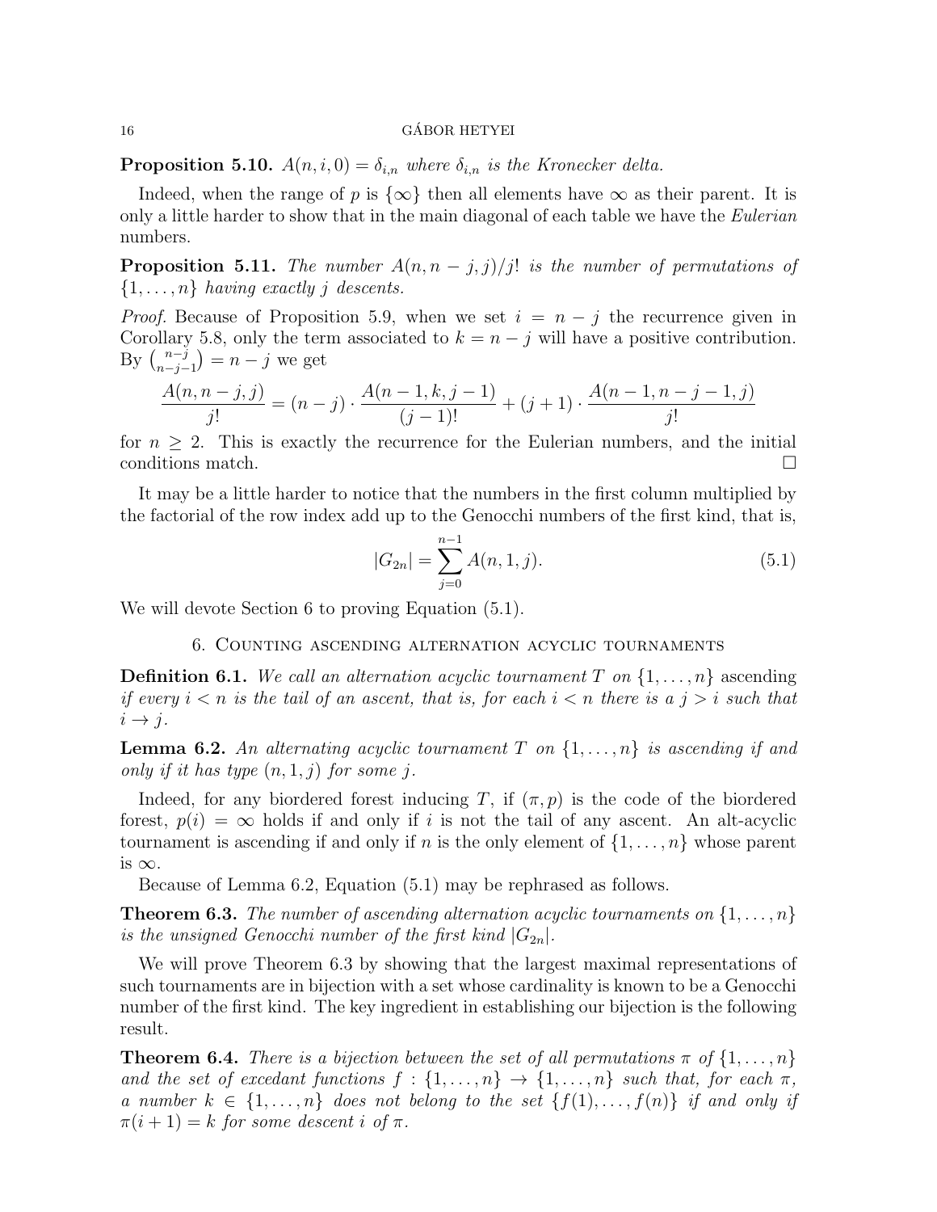**Proposition 5.10.** *$A(n,i,0) = \delta_{i,n}$ where $\delta_{i,n}$ is the Kronecker delta.*

Indeed, when the range of $p$ is $\{\infty\}$ then all elements have $\infty$ as their parent. It is only a little harder to show that in the main diagonal of each table we have the *Eulerian* numbers.

**Proposition 5.11.** *The number $A(n, n-j, j)/j!$ is the number of permutations of $\{1,\ldots,n\}$ having exactly $j$ descents.*

*Proof.* Because of Proposition 5.9, when we set $i = n - j$ the recurrence given in Corollary 5.8, only the term associated to $k = n - j$ will have a positive contribution. By $\binom{n-j}{n-j-1} = n - j$ we get

$$\frac{A(n,n-j,j)}{j!} = (n-j)\cdot\frac{A(n-1,k,j-1)}{(j-1)!} + (j+1)\cdot\frac{A(n-1,n-j-1,j)}{j!}$$

for $n \geq 2$. This is exactly the recurrence for the Eulerian numbers, and the initial conditions match. □

It may be a little harder to notice that the numbers in the first column multiplied by the factorial of the row index add up to the Genocchi numbers of the first kind, that is,

$$|G_{2n}| = \sum_{j=0}^{n-1} A(n,1,j). \tag{5.1}$$

We will devote Section 6 to proving Equation (5.1).

## 6. Counting ascending alternation acyclic tournaments

**Definition 6.1.** *We call an alternation acyclic tournament $T$ on $\{1,\ldots,n\}$ ascending if every $i < n$ is the tail of an ascent, that is, for each $i < n$ there is a $j > i$ such that $i \to j$.*

**Lemma 6.2.** *An alternating acyclic tournament $T$ on $\{1,\ldots,n\}$ is ascending if and only if it has type $(n,1,j)$ for some $j$.*

Indeed, for any biordered forest inducing $T$, if $(\pi, p)$ is the code of the biordered forest, $p(i) = \infty$ holds if and only if $i$ is not the tail of any ascent. An alt-acyclic tournament is ascending if and only if $n$ is the only element of $\{1,\ldots,n\}$ whose parent is $\infty$.

Because of Lemma 6.2, Equation (5.1) may be rephrased as follows.

**Theorem 6.3.** *The number of ascending alternation acyclic tournaments on $\{1,\ldots,n\}$ is the unsigned Genocchi number of the first kind $|G_{2n}|$.*

We will prove Theorem 6.3 by showing that the largest maximal representations of such tournaments are in bijection with a set whose cardinality is known to be a Genocchi number of the first kind. The key ingredient in establishing our bijection is the following result.

**Theorem 6.4.** *There is a bijection between the set of all permutations $\pi$ of $\{1,\ldots,n\}$ and the set of excedant functions $f : \{1,\ldots,n\} \to \{1,\ldots,n\}$ such that, for each $\pi$, a number $k \in \{1,\ldots,n\}$ does not belong to the set $\{f(1),\ldots,f(n)\}$ if and only if $\pi(i+1) = k$ for some descent $i$ of $\pi$.*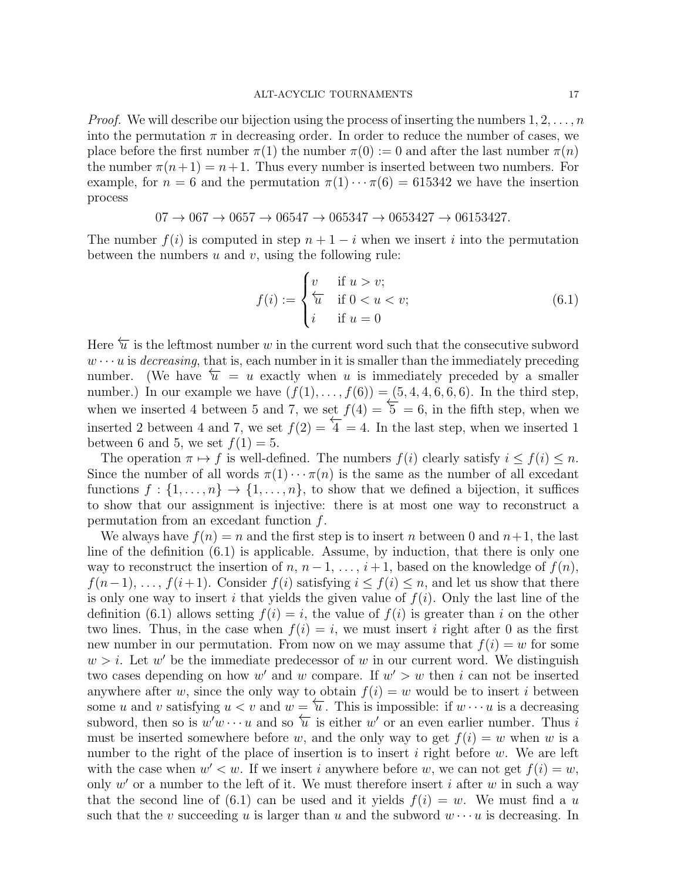*Proof.* We will describe our bijection using the process of inserting the numbers $1, 2, \ldots, n$ into the permutation $\pi$ in decreasing order. In order to reduce the number of cases, we place before the first number $\pi(1)$ the number $\pi(0) := 0$ and after the last number $\pi(n)$ the number $\pi(n+1) = n+1$. Thus every number is inserted between two numbers. For example, for $n = 6$ and the permutation $\pi(1) \cdots \pi(6) = 615342$ we have the insertion process

$$07 \to 067 \to 0657 \to 06547 \to 065347 \to 0653427 \to 06153427.$$

The number $f(i)$ is computed in step $n+1-i$ when we insert $i$ into the permutation between the numbers $u$ and $v$, using the following rule:

$$f(i) := \begin{cases} v & \text{if } u > v; \\ \overleftarrow{u} & \text{if } 0 < u < v; \\ i & \text{if } u = 0 \end{cases} \tag{6.1}$$

Here $\overleftarrow{u}$ is the leftmost number $w$ in the current word such that the consecutive subword $w \cdots u$ is *decreasing*, that is, each number in it is smaller than the immediately preceding number. (We have $\overleftarrow{u} = u$ exactly when $u$ is immediately preceded by a smaller number.) In our example we have $(f(1), \ldots, f(6)) = (5, 4, 4, 6, 6, 6)$. In the third step, when we inserted 4 between 5 and 7, we set $f(4) = \overleftarrow{5} = 6$, in the fifth step, when we inserted 2 between 4 and 7, we set $f(2) = \overleftarrow{4} = 4$. In the last step, when we inserted 1 between 6 and 5, we set $f(1) = 5$.

The operation $\pi \mapsto f$ is well-defined. The numbers $f(i)$ clearly satisfy $i \leq f(i) \leq n$. Since the number of all words $\pi(1) \cdots \pi(n)$ is the same as the number of all excedant functions $f : \{1, \ldots, n\} \to \{1, \ldots, n\}$, to show that we defined a bijection, it suffices to show that our assignment is injective: there is at most one way to reconstruct a permutation from an excedant function $f$.

We always have $f(n) = n$ and the first step is to insert $n$ between 0 and $n+1$, the last line of the definition (6.1) is applicable. Assume, by induction, that there is only one way to reconstruct the insertion of $n$, $n-1$, ..., $i+1$, based on the knowledge of $f(n)$, $f(n-1)$, ..., $f(i+1)$. Consider $f(i)$ satisfying $i \leq f(i) \leq n$, and let us show that there is only one way to insert $i$ that yields the given value of $f(i)$. Only the last line of the definition (6.1) allows setting $f(i) = i$, the value of $f(i)$ is greater than $i$ on the other two lines. Thus, in the case when $f(i) = i$, we must insert $i$ right after 0 as the first new number in our permutation. From now on we may assume that $f(i) = w$ for some $w > i$. Let $w'$ be the immediate predecessor of $w$ in our current word. We distinguish two cases depending on how $w'$ and $w$ compare. If $w' > w$ then $i$ can not be inserted anywhere after $w$, since the only way to obtain $f(i) = w$ would be to insert $i$ between some $u$ and $v$ satisfying $u < v$ and $w = \overleftarrow{u}$. This is impossible: if $w \cdots u$ is a decreasing subword, then so is $w'w \cdots u$ and so $\overleftarrow{u}$ is either $w'$ or an even earlier number. Thus $i$ must be inserted somewhere before $w$, and the only way to get $f(i) = w$ when $w$ is a number to the right of the place of insertion is to insert $i$ right before $w$. We are left with the case when $w' < w$. If we insert $i$ anywhere before $w$, we can not get $f(i) = w$, only $w'$ or a number to the left of it. We must therefore insert $i$ after $w$ in such a way that the second line of (6.1) can be used and it yields $f(i) = w$. We must find a $u$ such that the $v$ succeeding $u$ is larger than $u$ and the subword $w \cdots u$ is decreasing. In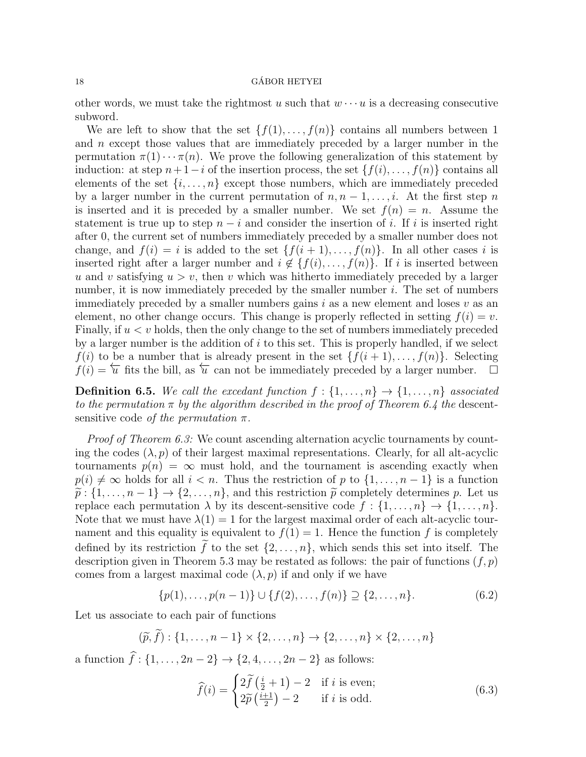other words, we must take the rightmost $u$ such that $w \cdots u$ is a decreasing consecutive subword.

We are left to show that the set $\{f(1), \dots, f(n)\}$ contains all numbers between 1 and $n$ except those values that are immediately preceded by a larger number in the permutation $\pi(1) \cdots \pi(n)$. We prove the following generalization of this statement by induction: at step $n+1-i$ of the insertion process, the set $\{f(i), \dots, f(n)\}$ contains all elements of the set $\{i, \dots, n\}$ except those numbers, which are immediately preceded by a larger number in the current permutation of $n, n-1, \dots, i$. At the first step $n$ is inserted and it is preceded by a smaller number. We set $f(n) = n$. Assume the statement is true up to step $n-i$ and consider the insertion of $i$. If $i$ is inserted right after 0, the current set of numbers immediately preceded by a smaller number does not change, and $f(i) = i$ is added to the set $\{f(i+1), \dots, f(n)\}$. In all other cases $i$ is inserted right after a larger number and $i \notin \{f(i), \dots, f(n)\}$. If $i$ is inserted between $u$ and $v$ satisfying $u > v$, then $v$ which was hitherto immediately preceded by a larger number, it is now immediately preceded by the smaller number $i$. The set of numbers immediately preceded by a smaller numbers gains $i$ as a new element and loses $v$ as an element, no other change occurs. This change is properly reflected in setting $f(i) = v$. Finally, if $u < v$ holds, then the only change to the set of numbers immediately preceded by a larger number is the addition of $i$ to this set. This is properly handled, if we select $f(i)$ to be a number that is already present in the set $\{f(i+1), \dots, f(n)\}$. Selecting $f(i) = \overleftarrow{u}$ fits the bill, as $\overleftarrow{u}$ can not be immediately preceded by a larger number. $\square$

**Definition 6.5.** *We call the excedant function $f : \{1, \dots, n\} \to \{1, \dots, n\}$ associated to the permutation $\pi$ by the algorithm described in the proof of Theorem 6.4 the* descent-sensitive code *of the permutation $\pi$.*

*Proof of Theorem 6.3:* We count ascending alternation acyclic tournaments by counting the codes $(\lambda, p)$ of their largest maximal representations. Clearly, for all alt-acyclic tournaments $p(n) = \infty$ must hold, and the tournament is ascending exactly when $p(i) \neq \infty$ holds for all $i < n$. Thus the restriction of $p$ to $\{1, \dots, n-1\}$ is a function $\widetilde{p} : \{1, \dots, n-1\} \to \{2, \dots, n\}$, and this restriction $\widetilde{p}$ completely determines $p$. Let us replace each permutation $\lambda$ by its descent-sensitive code $f : \{1, \dots, n\} \to \{1, \dots, n\}$. Note that we must have $\lambda(1) = 1$ for the largest maximal order of each alt-acyclic tournament and this equality is equivalent to $f(1) = 1$. Hence the function $f$ is completely defined by its restriction $\widetilde{f}$ to the set $\{2, \dots, n\}$, which sends this set into itself. The description given in Theorem 5.3 may be restated as follows: the pair of functions $(f, p)$ comes from a largest maximal code $(\lambda, p)$ if and only if we have

$$\{p(1), \dots, p(n-1)\} \cup \{f(2), \dots, f(n)\} \supseteq \{2, \dots, n\}. \tag{6.2}$$

Let us associate to each pair of functions

$$(\widetilde{p}, \widetilde{f}) : \{1, \dots, n-1\} \times \{2, \dots, n\} \to \{2, \dots, n\} \times \{2, \dots, n\}$$

a function $\widehat{f} : \{1, \dots, 2n-2\} \to \{2, 4, \dots, 2n-2\}$ as follows:

$$\widehat{f}(i) = \begin{cases} 2\widetilde{f}\left(\frac{i}{2}+1\right) - 2 & \text{if } i \text{ is even;} \\ 2\widetilde{p}\left(\frac{i+1}{2}\right) - 2 & \text{if } i \text{ is odd.} \end{cases} \tag{6.3}$$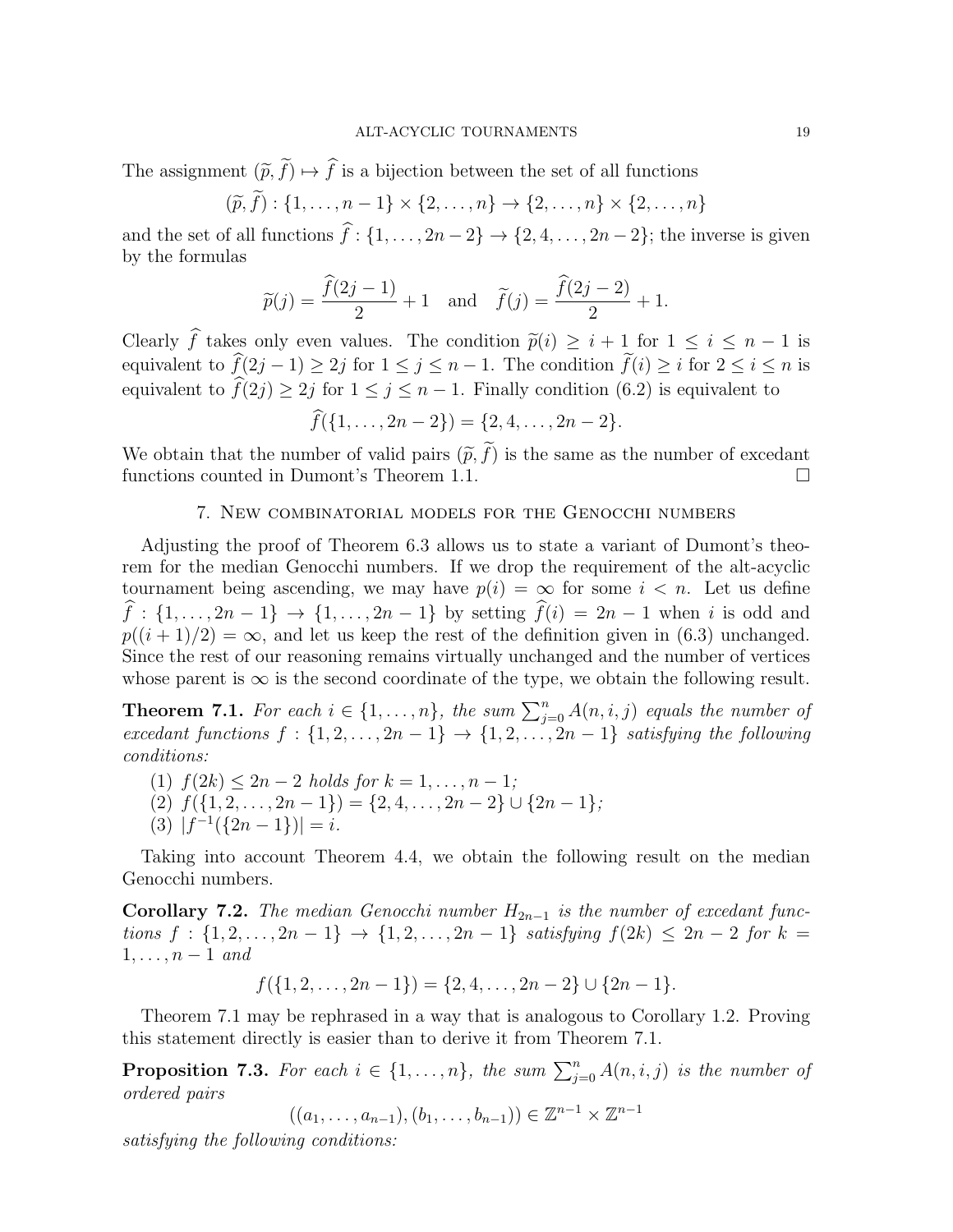The assignment $(\widetilde{p}, \widetilde{f}) \mapsto \widehat{f}$ is a bijection between the set of all functions

$$(\widetilde{p}, \widetilde{f}) : \{1, \ldots, n-1\} \times \{2, \ldots, n\} \to \{2, \ldots, n\} \times \{2, \ldots, n\}$$

and the set of all functions $\widehat{f} : \{1, \ldots, 2n-2\} \to \{2, 4, \ldots, 2n-2\}$; the inverse is given by the formulas

$$\widetilde{p}(j) = \frac{\widehat{f}(2j-1)}{2} + 1 \quad \text{and} \quad \widetilde{f}(j) = \frac{\widehat{f}(2j-2)}{2} + 1.$$

Clearly $\widehat{f}$ takes only even values. The condition $\widetilde{p}(i) \geq i+1$ for $1 \leq i \leq n-1$ is equivalent to $\widehat{f}(2j-1) \geq 2j$ for $1 \leq j \leq n-1$. The condition $\widetilde{f}(i) \geq i$ for $2 \leq i \leq n$ is equivalent to $\widehat{f}(2j) \geq 2j$ for $1 \leq j \leq n-1$. Finally condition (6.2) is equivalent to

$$\widehat{f}(\{1, \ldots, 2n-2\}) = \{2, 4, \ldots, 2n-2\}.$$

We obtain that the number of valid pairs $(\widetilde{p}, \widetilde{f})$ is the same as the number of excedant functions counted in Dumont's Theorem 1.1. $\square$

## 7. New combinatorial models for the Genocchi numbers

Adjusting the proof of Theorem 6.3 allows us to state a variant of Dumont's theorem for the median Genocchi numbers. If we drop the requirement of the alt-acyclic tournament being ascending, we may have $p(i) = \infty$ for some $i < n$. Let us define $\widehat{f} : \{1, \ldots, 2n-1\} \to \{1, \ldots, 2n-1\}$ by setting $\widehat{f}(i) = 2n-1$ when $i$ is odd and $p((i+1)/2) = \infty$, and let us keep the rest of the definition given in (6.3) unchanged. Since the rest of our reasoning remains virtually unchanged and the number of vertices whose parent is $\infty$ is the second coordinate of the type, we obtain the following result.

**Theorem 7.1.** *For each $i \in \{1, \ldots, n\}$, the sum $\sum_{j=0}^{n} A(n,i,j)$ equals the number of excedant functions $f : \{1, 2, \ldots, 2n-1\} \to \{1, 2, \ldots, 2n-1\}$ satisfying the following conditions:*

1. *$f(2k) \leq 2n-2$ holds for $k = 1, \ldots, n-1$;*
2. *$f(\{1, 2, \ldots, 2n-1\}) = \{2, 4, \ldots, 2n-2\} \cup \{2n-1\}$;*
3. *$|f^{-1}(\{2n-1\})| = i$.*

Taking into account Theorem 4.4, we obtain the following result on the median Genocchi numbers.

**Corollary 7.2.** *The median Genocchi number $H_{2n-1}$ is the number of excedant functions $f : \{1, 2, \ldots, 2n-1\} \to \{1, 2, \ldots, 2n-1\}$ satisfying $f(2k) \leq 2n-2$ for $k = 1, \ldots, n-1$ and*

$$f(\{1, 2, \ldots, 2n-1\}) = \{2, 4, \ldots, 2n-2\} \cup \{2n-1\}.$$

Theorem 7.1 may be rephrased in a way that is analogous to Corollary 1.2. Proving this statement directly is easier than to derive it from Theorem 7.1.

**Proposition 7.3.** *For each $i \in \{1, \ldots, n\}$, the sum $\sum_{j=0}^{n} A(n,i,j)$ is the number of ordered pairs*

$$((a_1, \ldots, a_{n-1}), (b_1, \ldots, b_{n-1})) \in \mathbb{Z}^{n-1} \times \mathbb{Z}^{n-1}$$

*satisfying the following conditions:*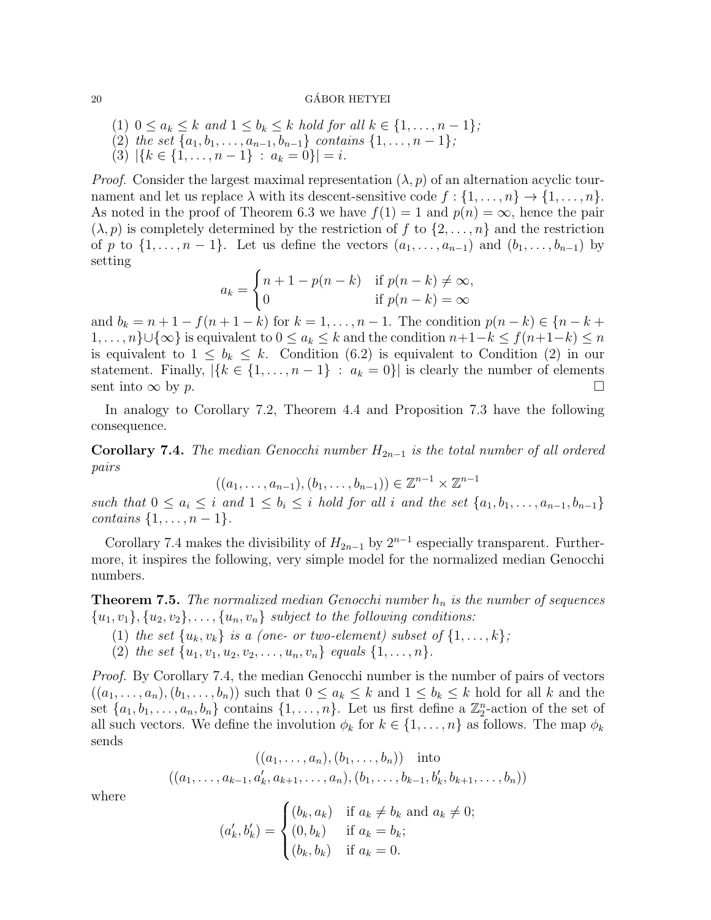(1) $0 \leq a_k \leq k$ *and* $1 \leq b_k \leq k$ *hold for all* $k \in \{1, \ldots, n-1\}$*;*
(2) *the set* $\{a_1, b_1, \ldots, a_{n-1}, b_{n-1}\}$ *contains* $\{1, \ldots, n-1\}$*;*
(3) $|\{k \in \{1, \ldots, n-1\} \ : \ a_k = 0\}| = i$*.*

*Proof.* Consider the largest maximal representation $(\lambda, p)$ of an alternation acyclic tournament and let us replace $\lambda$ with its descent-sensitive code $f : \{1, \ldots, n\} \to \{1, \ldots, n\}$. As noted in the proof of Theorem 6.3 we have $f(1) = 1$ and $p(n) = \infty$, hence the pair $(\lambda, p)$ is completely determined by the restriction of $f$ to $\{2, \ldots, n\}$ and the restriction of $p$ to $\{1, \ldots, n-1\}$. Let us define the vectors $(a_1, \ldots, a_{n-1})$ and $(b_1, \ldots, b_{n-1})$ by setting

$$a_k = \begin{cases} n + 1 - p(n-k) & \text{if } p(n-k) \neq \infty, \\ 0 & \text{if } p(n-k) = \infty \end{cases}$$

and $b_k = n + 1 - f(n+1-k)$ for $k = 1, \ldots, n-1$. The condition $p(n-k) \in \{n-k+1, \ldots, n\} \cup \{\infty\}$ is equivalent to $0 \leq a_k \leq k$ and the condition $n+1-k \leq f(n+1-k) \leq n$ is equivalent to $1 \leq b_k \leq k$. Condition (6.2) is equivalent to Condition (2) in our statement. Finally, $|\{k \in \{1, \ldots, n-1\} \ : \ a_k = 0\}|$ is clearly the number of elements sent into $\infty$ by $p$. $\square$

In analogy to Corollary 7.2, Theorem 4.4 and Proposition 7.3 have the following consequence.

**Corollary 7.4.** *The median Genocchi number* $H_{2n-1}$ *is the total number of all ordered pairs*

$$((a_1, \ldots, a_{n-1}), (b_1, \ldots, b_{n-1})) \in \mathbb{Z}^{n-1} \times \mathbb{Z}^{n-1}$$

*such that* $0 \leq a_i \leq i$ *and* $1 \leq b_i \leq i$ *hold for all* $i$ *and the set* $\{a_1, b_1, \ldots, a_{n-1}, b_{n-1}\}$ *contains* $\{1, \ldots, n-1\}$*.*

Corollary 7.4 makes the divisibility of $H_{2n-1}$ by $2^{n-1}$ especially transparent. Furthermore, it inspires the following, very simple model for the normalized median Genocchi numbers.

**Theorem 7.5.** *The normalized median Genocchi number* $h_n$ *is the number of sequences* $\{u_1, v_1\}, \{u_2, v_2\}, \ldots, \{u_n, v_n\}$ *subject to the following conditions:*

(1) *the set* $\{u_k, v_k\}$ *is a (one- or two-element) subset of* $\{1, \ldots, k\}$*;*
(2) *the set* $\{u_1, v_1, u_2, v_2, \ldots, u_n, v_n\}$ *equals* $\{1, \ldots, n\}$*.*

*Proof.* By Corollary 7.4, the median Genocchi number is the number of pairs of vectors $((a_1, \ldots, a_n), (b_1, \ldots, b_n))$ such that $0 \leq a_k \leq k$ and $1 \leq b_k \leq k$ hold for all $k$ and the set $\{a_1, b_1, \ldots, a_n, b_n\}$ contains $\{1, \ldots, n\}$. Let us first define a $\mathbb{Z}_2^n$-action of the set of all such vectors. We define the involution $\phi_k$ for $k \in \{1, \ldots, n\}$ as follows. The map $\phi_k$ sends

$$((a_1, \ldots, a_n), (b_1, \ldots, b_n)) \quad \text{into}$$
$$((a_1, \ldots, a_{k-1}, a'_k, a_{k+1}, \ldots, a_n), (b_1, \ldots, b_{k-1}, b'_k, b_{k+1}, \ldots, b_n))$$

where

$$(a'_k, b'_k) = \begin{cases} (b_k, a_k) & \text{if } a_k \neq b_k \text{ and } a_k \neq 0; \\ (0, b_k) & \text{if } a_k = b_k; \\ (b_k, b_k) & \text{if } a_k = 0. \end{cases}$$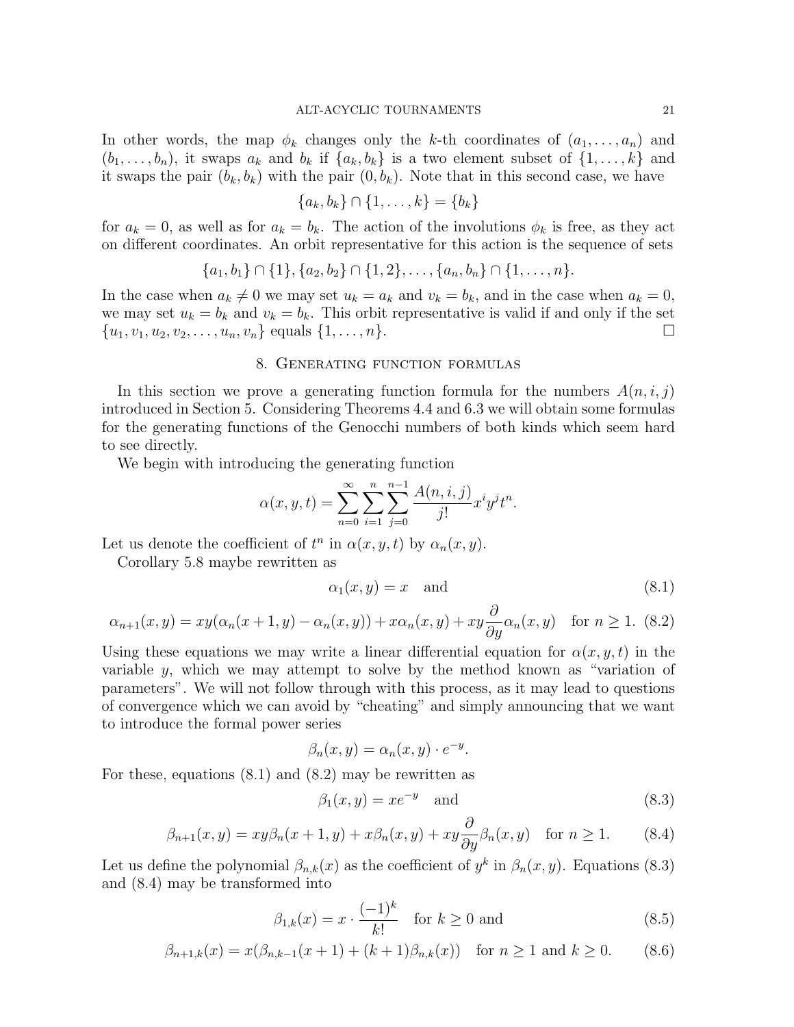In other words, the map $\phi_k$ changes only the $k$-th coordinates of $(a_1, \ldots, a_n)$ and $(b_1, \ldots, b_n)$, it swaps $a_k$ and $b_k$ if $\{a_k, b_k\}$ is a two element subset of $\{1, \ldots, k\}$ and it swaps the pair $(b_k, b_k)$ with the pair $(0, b_k)$. Note that in this second case, we have

$$\{a_k, b_k\} \cap \{1, \ldots, k\} = \{b_k\}$$

for $a_k = 0$, as well as for $a_k = b_k$. The action of the involutions $\phi_k$ is free, as they act on different coordinates. An orbit representative for this action is the sequence of sets

$$\{a_1, b_1\} \cap \{1\}, \{a_2, b_2\} \cap \{1, 2\}, \ldots, \{a_n, b_n\} \cap \{1, \ldots, n\}.$$

In the case when $a_k \neq 0$ we may set $u_k = a_k$ and $v_k = b_k$, and in the case when $a_k = 0$, we may set $u_k = b_k$ and $v_k = b_k$. This orbit representative is valid if and only if the set $\{u_1, v_1, u_2, v_2, \ldots, u_n, v_n\}$ equals $\{1, \ldots, n\}$. □

## 8. Generating function formulas

In this section we prove a generating function formula for the numbers $A(n, i, j)$ introduced in Section 5. Considering Theorems 4.4 and 6.3 we will obtain some formulas for the generating functions of the Genocchi numbers of both kinds which seem hard to see directly.

We begin with introducing the generating function

$$\alpha(x, y, t) = \sum_{n=0}^{\infty} \sum_{i=1}^{n} \sum_{j=0}^{n-1} \frac{A(n, i, j)}{j!} x^i y^j t^n.$$

Let us denote the coefficient of $t^n$ in $\alpha(x, y, t)$ by $\alpha_n(x, y)$.

Corollary 5.8 maybe rewritten as

$$\alpha_1(x, y) = x \quad \text{and} \tag{8.1}$$

$$\alpha_{n+1}(x, y) = xy(\alpha_n(x+1, y) - \alpha_n(x, y)) + x\alpha_n(x, y) + xy\frac{\partial}{\partial y}\alpha_n(x, y) \quad \text{for } n \geq 1. \tag{8.2}$$

Using these equations we may write a linear differential equation for $\alpha(x, y, t)$ in the variable $y$, which we may attempt to solve by the method known as "variation of parameters". We will not follow through with this process, as it may lead to questions of convergence which we can avoid by "cheating" and simply announcing that we want to introduce the formal power series

$$\beta_n(x, y) = \alpha_n(x, y) \cdot e^{-y}.$$

For these, equations (8.1) and (8.2) may be rewritten as

$$\beta_1(x, y) = xe^{-y} \quad \text{and} \tag{8.3}$$

$$\beta_{n+1}(x, y) = xy\beta_n(x+1, y) + x\beta_n(x, y) + xy\frac{\partial}{\partial y}\beta_n(x, y) \quad \text{for } n \geq 1. \tag{8.4}$$

Let us define the polynomial $\beta_{n,k}(x)$ as the coefficient of $y^k$ in $\beta_n(x, y)$. Equations (8.3) and (8.4) may be transformed into

$$\beta_{1,k}(x) = x \cdot \frac{(-1)^k}{k!} \quad \text{for } k \geq 0 \text{ and} \tag{8.5}$$

$$\beta_{n+1,k}(x) = x(\beta_{n,k-1}(x+1) + (k+1)\beta_{n,k}(x)) \quad \text{for } n \geq 1 \text{ and } k \geq 0. \tag{8.6}$$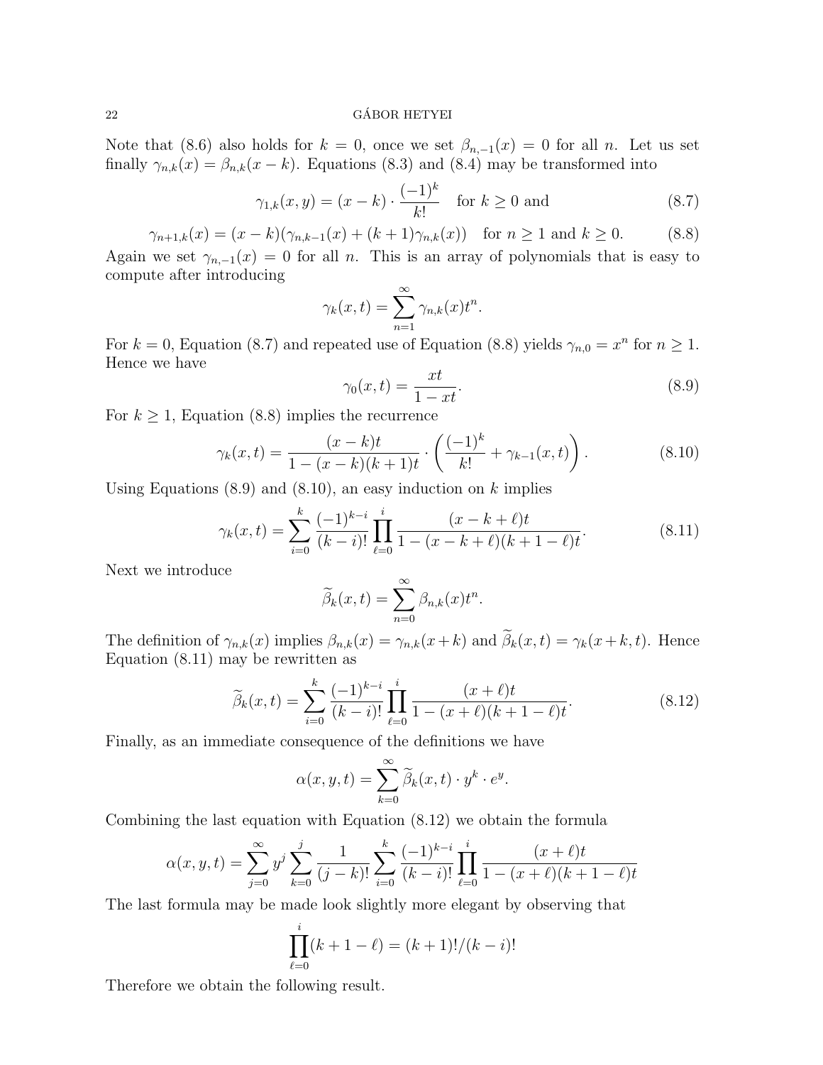Note that (8.6) also holds for $k = 0$, once we set $\beta_{n,-1}(x) = 0$ for all $n$. Let us set finally $\gamma_{n,k}(x) = \beta_{n,k}(x-k)$. Equations (8.3) and (8.4) may be transformed into

$$\gamma_{1,k}(x,y) = (x-k) \cdot \frac{(-1)^k}{k!} \quad \text{for } k \geq 0 \text{ and} \tag{8.7}$$

$$\gamma_{n+1,k}(x) = (x-k)(\gamma_{n,k-1}(x) + (k+1)\gamma_{n,k}(x)) \quad \text{for } n \geq 1 \text{ and } k \geq 0. \tag{8.8}$$

Again we set $\gamma_{n,-1}(x) = 0$ for all $n$. This is an array of polynomials that is easy to compute after introducing

$$\gamma_k(x,t) = \sum_{n=1}^{\infty} \gamma_{n,k}(x) t^n.$$

For $k = 0$, Equation (8.7) and repeated use of Equation (8.8) yields $\gamma_{n,0} = x^n$ for $n \geq 1$. Hence we have

$$\gamma_0(x,t) = \frac{xt}{1-xt}. \tag{8.9}$$

For $k \geq 1$, Equation (8.8) implies the recurrence

$$\gamma_k(x,t) = \frac{(x-k)t}{1-(x-k)(k+1)t} \cdot \left( \frac{(-1)^k}{k!} + \gamma_{k-1}(x,t) \right). \tag{8.10}$$

Using Equations (8.9) and (8.10), an easy induction on $k$ implies

$$\gamma_k(x,t) = \sum_{i=0}^{k} \frac{(-1)^{k-i}}{(k-i)!} \prod_{\ell=0}^{i} \frac{(x-k+\ell)t}{1-(x-k+\ell)(k+1-\ell)t}. \tag{8.11}$$

Next we introduce

$$\widetilde{\beta}_k(x,t) = \sum_{n=0}^{\infty} \beta_{n,k}(x) t^n.$$

The definition of $\gamma_{n,k}(x)$ implies $\beta_{n,k}(x) = \gamma_{n,k}(x+k)$ and $\widetilde{\beta}_k(x,t) = \gamma_k(x+k,t)$. Hence Equation (8.11) may be rewritten as

$$\widetilde{\beta}_k(x,t) = \sum_{i=0}^{k} \frac{(-1)^{k-i}}{(k-i)!} \prod_{\ell=0}^{i} \frac{(x+\ell)t}{1-(x+\ell)(k+1-\ell)t}. \tag{8.12}$$

Finally, as an immediate consequence of the definitions we have

$$\alpha(x,y,t) = \sum_{k=0}^{\infty} \widetilde{\beta}_k(x,t) \cdot y^k \cdot e^y.$$

Combining the last equation with Equation (8.12) we obtain the formula

$$\alpha(x,y,t) = \sum_{j=0}^{\infty} y^j \sum_{k=0}^{j} \frac{1}{(j-k)!} \sum_{i=0}^{k} \frac{(-1)^{k-i}}{(k-i)!} \prod_{\ell=0}^{i} \frac{(x+\ell)t}{1-(x+\ell)(k+1-\ell)t}$$

The last formula may be made look slightly more elegant by observing that

$$\prod_{\ell=0}^{i} (k+1-\ell) = (k+1)!/(k-i)!$$

Therefore we obtain the following result.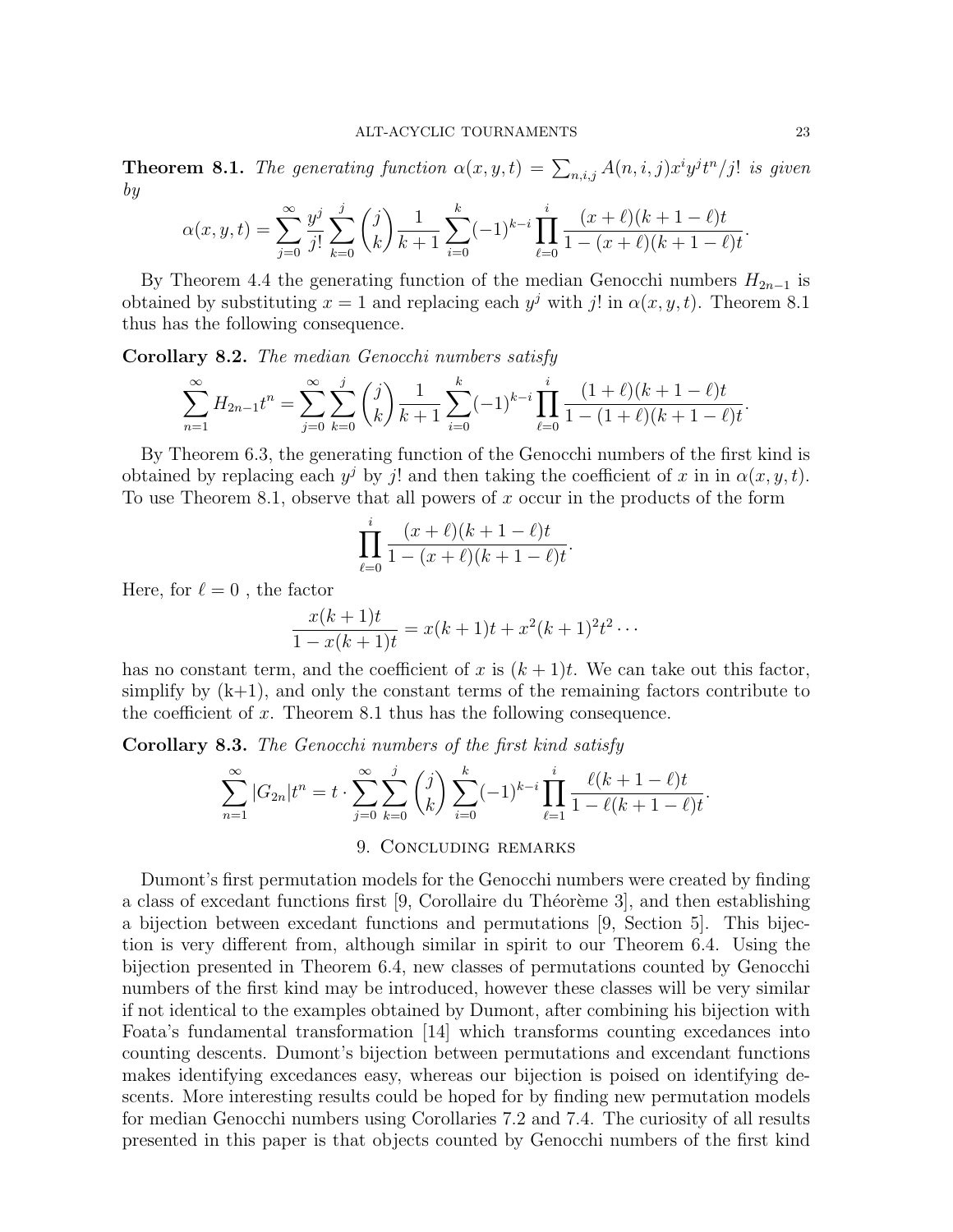**Theorem 8.1.** *The generating function $\alpha(x,y,t) = \sum_{n,i,j} A(n,i,j)x^i y^j t^n/j!$ is given by*

$$\alpha(x,y,t) = \sum_{j=0}^{\infty} \frac{y^j}{j!} \sum_{k=0}^{j} \binom{j}{k} \frac{1}{k+1} \sum_{i=0}^{k} (-1)^{k-i} \prod_{\ell=0}^{i} \frac{(x+\ell)(k+1-\ell)t}{1-(x+\ell)(k+1-\ell)t}.$$

By Theorem 4.4 the generating function of the median Genocchi numbers $H_{2n-1}$ is obtained by substituting $x=1$ and replacing each $y^j$ with $j!$ in $\alpha(x,y,t)$. Theorem 8.1 thus has the following consequence.

**Corollary 8.2.** *The median Genocchi numbers satisfy*

$$\sum_{n=1}^{\infty} H_{2n-1} t^n = \sum_{j=0}^{\infty} \sum_{k=0}^{j} \binom{j}{k} \frac{1}{k+1} \sum_{i=0}^{k} (-1)^{k-i} \prod_{\ell=0}^{i} \frac{(1+\ell)(k+1-\ell)t}{1-(1+\ell)(k+1-\ell)t}.$$

By Theorem 6.3, the generating function of the Genocchi numbers of the first kind is obtained by replacing each $y^j$ by $j!$ and then taking the coefficient of $x$ in in $\alpha(x,y,t)$. To use Theorem 8.1, observe that all powers of $x$ occur in the products of the form

$$\prod_{\ell=0}^{i} \frac{(x+\ell)(k+1-\ell)t}{1-(x+\ell)(k+1-\ell)t}.$$

Here, for $\ell = 0$ , the factor

$$\frac{x(k+1)t}{1-x(k+1)t} = x(k+1)t + x^2(k+1)^2t^2 \cdots$$

has no constant term, and the coefficient of $x$ is $(k+1)t$. We can take out this factor, simplify by (k+1), and only the constant terms of the remaining factors contribute to the coefficient of $x$. Theorem 8.1 thus has the following consequence.

**Corollary 8.3.** *The Genocchi numbers of the first kind satisfy*

$$\sum_{n=1}^{\infty} |G_{2n}| t^n = t \cdot \sum_{j=0}^{\infty} \sum_{k=0}^{j} \binom{j}{k} \sum_{i=0}^{k} (-1)^{k-i} \prod_{\ell=1}^{i} \frac{\ell(k+1-\ell)t}{1-\ell(k+1-\ell)t}.$$

## 9. Concluding remarks

Dumont's first permutation models for the Genocchi numbers were created by finding a class of excedant functions first [9, Corollaire du Théorème 3], and then establishing a bijection between excedant functions and permutations [9, Section 5]. This bijection is very different from, although similar in spirit to our Theorem 6.4. Using the bijection presented in Theorem 6.4, new classes of permutations counted by Genocchi numbers of the first kind may be introduced, however these classes will be very similar if not identical to the examples obtained by Dumont, after combining his bijection with Foata's fundamental transformation [14] which transforms counting excedances into counting descents. Dumont's bijection between permutations and excedant functions makes identifying excedances easy, whereas our bijection is poised on identifying descents. More interesting results could be hoped for by finding new permutation models for median Genocchi numbers using Corollaries 7.2 and 7.4. The curiosity of all results presented in this paper is that objects counted by Genocchi numbers of the first kind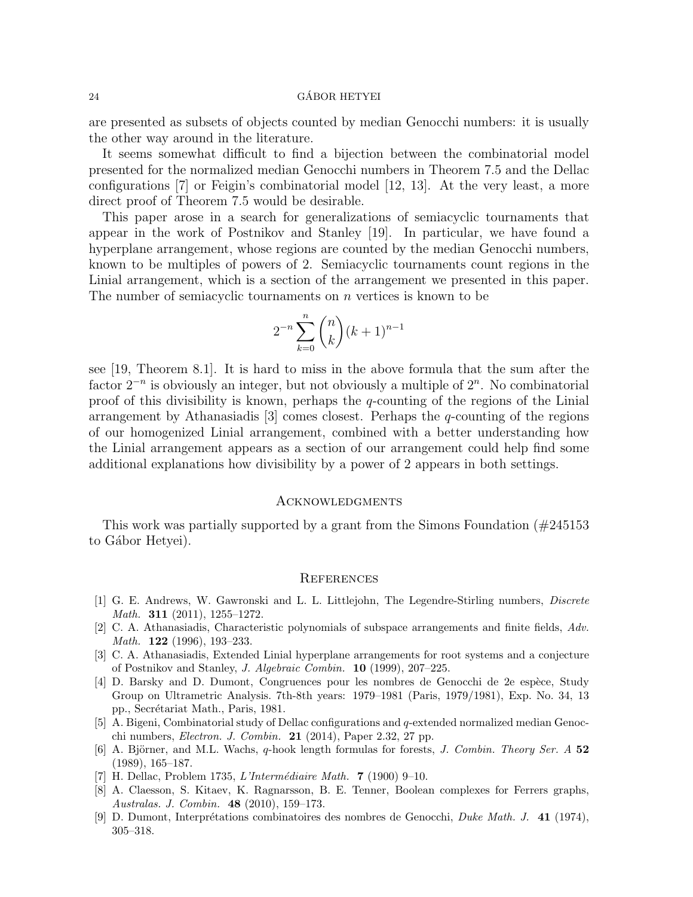are presented as subsets of objects counted by median Genocchi numbers: it is usually the other way around in the literature.

It seems somewhat difficult to find a bijection between the combinatorial model presented for the normalized median Genocchi numbers in Theorem 7.5 and the Dellac configurations [7] or Feigin's combinatorial model [12, 13]. At the very least, a more direct proof of Theorem 7.5 would be desirable.

This paper arose in a search for generalizations of semiacyclic tournaments that appear in the work of Postnikov and Stanley [19]. In particular, we have found a hyperplane arrangement, whose regions are counted by the median Genocchi numbers, known to be multiples of powers of 2. Semiacyclic tournaments count regions in the Linial arrangement, which is a section of the arrangement we presented in this paper. The number of semiacyclic tournaments on $n$ vertices is known to be

$$2^{-n}\sum_{k=0}^{n}\binom{n}{k}(k+1)^{n-1}$$

see [19, Theorem 8.1]. It is hard to miss in the above formula that the sum after the factor $2^{-n}$ is obviously an integer, but not obviously a multiple of $2^n$. No combinatorial proof of this divisibility is known, perhaps the $q$-counting of the regions of the Linial arrangement by Athanasiadis [3] comes closest. Perhaps the $q$-counting of the regions of our homogenized Linial arrangement, combined with a better understanding how the Linial arrangement appears as a section of our arrangement could help find some additional explanations how divisibility by a power of 2 appears in both settings.

## Acknowledgments

This work was partially supported by a grant from the Simons Foundation (#245153 to Gábor Hetyei).

## References

[1] G. E. Andrews, W. Gawronski and L. L. Littlejohn, The Legendre-Stirling numbers, *Discrete Math.* **311** (2011), 1255–1272.

[2] C. A. Athanasiadis, Characteristic polynomials of subspace arrangements and finite fields, *Adv. Math.* **122** (1996), 193–233.

[3] C. A. Athanasiadis, Extended Linial hyperplane arrangements for root systems and a conjecture of Postnikov and Stanley, *J. Algebraic Combin.* **10** (1999), 207–225.

[4] D. Barsky and D. Dumont, Congruences pour les nombres de Genocchi de 2e espèce, Study Group on Ultrametric Analysis. 7th-8th years: 1979–1981 (Paris, 1979/1981), Exp. No. 34, 13 pp., Secrétariat Math., Paris, 1981.

[5] A. Bigeni, Combinatorial study of Dellac configurations and $q$-extended normalized median Genocchi numbers, *Electron. J. Combin.* **21** (2014), Paper 2.32, 27 pp.

[6] A. Björner, and M.L. Wachs, $q$-hook length formulas for forests, *J. Combin. Theory Ser. A* **52** (1989), 165–187.

[7] H. Dellac, Problem 1735, *L'Intermédiaire Math.* **7** (1900) 9–10.

[8] A. Claesson, S. Kitaev, K. Ragnarsson, B. E. Tenner, Boolean complexes for Ferrers graphs, *Australas. J. Combin.* **48** (2010), 159–173.

[9] D. Dumont, Interprétations combinatoires des nombres de Genocchi, *Duke Math. J.* **41** (1974), 305–318.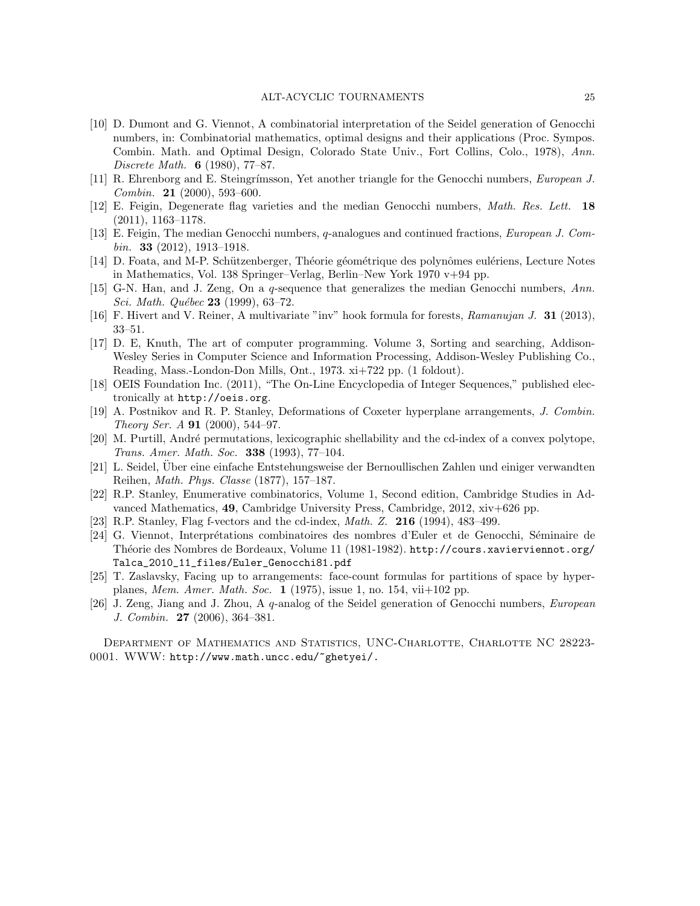[10] D. Dumont and G. Viennot, A combinatorial interpretation of the Seidel generation of Genocchi numbers, in: Combinatorial mathematics, optimal designs and their applications (Proc. Sympos. Combin. Math. and Optimal Design, Colorado State Univ., Fort Collins, Colo., 1978), *Ann. Discrete Math.* **6** (1980), 77–87.

[11] R. Ehrenborg and E. Steingrímsson, Yet another triangle for the Genocchi numbers, *European J. Combin.* **21** (2000), 593–600.

[12] E. Feigin, Degenerate flag varieties and the median Genocchi numbers, *Math. Res. Lett.* **18** (2011), 1163–1178.

[13] E. Feigin, The median Genocchi numbers, $q$-analogues and continued fractions, *European J. Combin.* **33** (2012), 1913–1918.

[14] D. Foata, and M-P. Schützenberger, Théorie géométrique des polynômes eulériens, Lecture Notes in Mathematics, Vol. 138 Springer–Verlag, Berlin–New York 1970 v+94 pp.

[15] G-N. Han, and J. Zeng, On a $q$-sequence that generalizes the median Genocchi numbers, *Ann. Sci. Math. Québec* **23** (1999), 63–72.

[16] F. Hivert and V. Reiner, A multivariate "inv" hook formula for forests, *Ramanujan J.* **31** (2013), 33–51.

[17] D. E, Knuth, The art of computer programming. Volume 3, Sorting and searching, Addison-Wesley Series in Computer Science and Information Processing, Addison-Wesley Publishing Co., Reading, Mass.-London-Don Mills, Ont., 1973. xi+722 pp. (1 foldout).

[18] OEIS Foundation Inc. (2011), "The On-Line Encyclopedia of Integer Sequences," published electronically at http://oeis.org.

[19] A. Postnikov and R. P. Stanley, Deformations of Coxeter hyperplane arrangements, *J. Combin. Theory Ser. A* **91** (2000), 544–97.

[20] M. Purtill, André permutations, lexicographic shellability and the cd-index of a convex polytope, *Trans. Amer. Math. Soc.* **338** (1993), 77–104.

[21] L. Seidel, Über eine einfache Entstehungsweise der Bernoullischen Zahlen und einiger verwandten Reihen, *Math. Phys. Classe* (1877), 157–187.

[22] R.P. Stanley, Enumerative combinatorics, Volume 1, Second edition, Cambridge Studies in Advanced Mathematics, **49**, Cambridge University Press, Cambridge, 2012, xiv+626 pp.

[23] R.P. Stanley, Flag f-vectors and the cd-index, *Math. Z.* **216** (1994), 483–499.

[24] G. Viennot, Interprétations combinatoires des nombres d'Euler et de Genocchi, Séminaire de Théorie des Nombres de Bordeaux, Volume 11 (1981-1982). http://cours.xavierviennot.org/Talca_2010_11_files/Euler_Genocchi81.pdf

[25] T. Zaslavsky, Facing up to arrangements: face-count formulas for partitions of space by hyperplanes, *Mem. Amer. Math. Soc.* **1** (1975), issue 1, no. 154, vii+102 pp.

[26] J. Zeng, Jiang and J. Zhou, A $q$-analog of the Seidel generation of Genocchi numbers, *European J. Combin.* **27** (2006), 364–381.

Department of Mathematics and Statistics, UNC-Charlotte, Charlotte NC 28223-0001. WWW: http://www.math.uncc.edu/~ghetyei/.